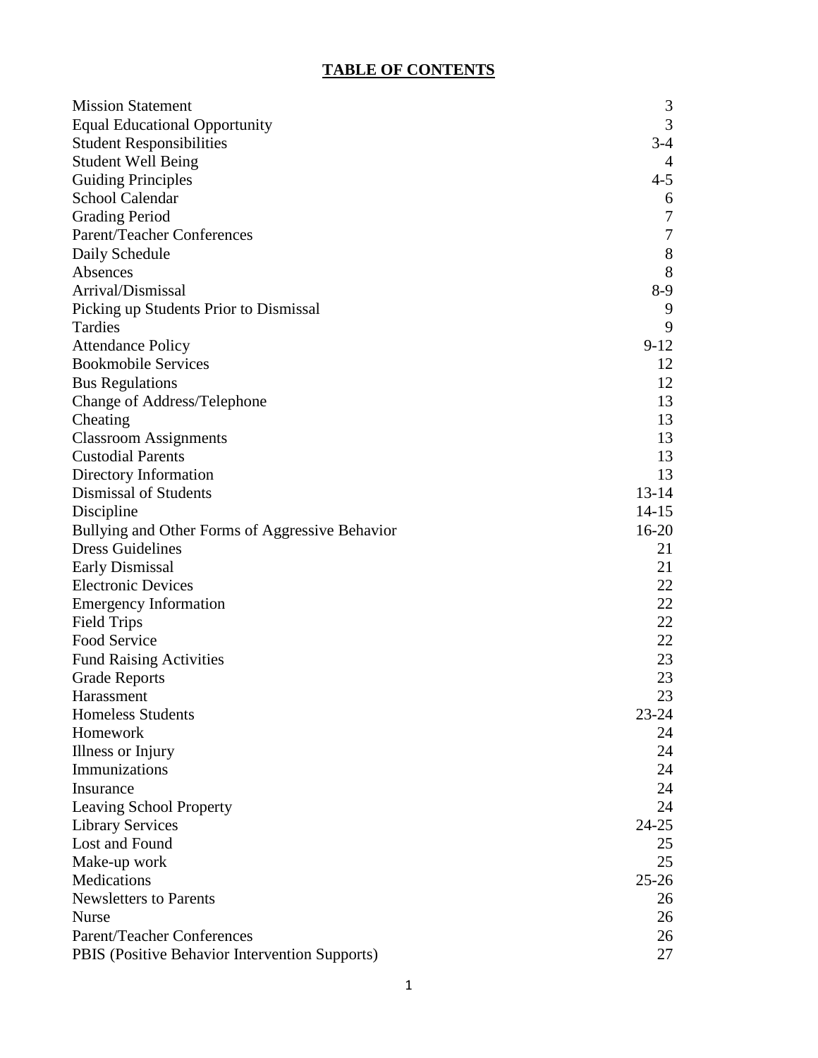# TABLE OF CONTENTS

| | |
|---|---|
| Mission Statement | 3 |
| Equal Educational Opportunity | 3 |
| Student Responsibilities | 3-4 |
| Student Well Being | 4 |
| Guiding Principles | 4-5 |
| School Calendar | 6 |
| Grading Period | 7 |
| Parent/Teacher Conferences | 7 |
| Daily Schedule | 8 |
| Absences | 8 |
| Arrival/Dismissal | 8-9 |
| Picking up Students Prior to Dismissal | 9 |
| Tardies | 9 |
| Attendance Policy | 9-12 |
| Bookmobile Services | 12 |
| Bus Regulations | 12 |
| Change of Address/Telephone | 13 |
| Cheating | 13 |
| Classroom Assignments | 13 |
| Custodial Parents | 13 |
| Directory Information | 13 |
| Dismissal of Students | 13-14 |
| Discipline | 14-15 |
| Bullying and Other Forms of Aggressive Behavior | 16-20 |
| Dress Guidelines | 21 |
| Early Dismissal | 21 |
| Electronic Devices | 22 |
| Emergency Information | 22 |
| Field Trips | 22 |
| Food Service | 22 |
| Fund Raising Activities | 23 |
| Grade Reports | 23 |
| Harassment | 23 |
| Homeless Students | 23-24 |
| Homework | 24 |
| Illness or Injury | 24 |
| Immunizations | 24 |
| Insurance | 24 |
| Leaving School Property | 24 |
| Library Services | 24-25 |
| Lost and Found | 25 |
| Make-up work | 25 |
| Medications | 25-26 |
| Newsletters to Parents | 26 |
| Nurse | 26 |
| Parent/Teacher Conferences | 26 |
| PBIS (Positive Behavior Intervention Supports) | 27 |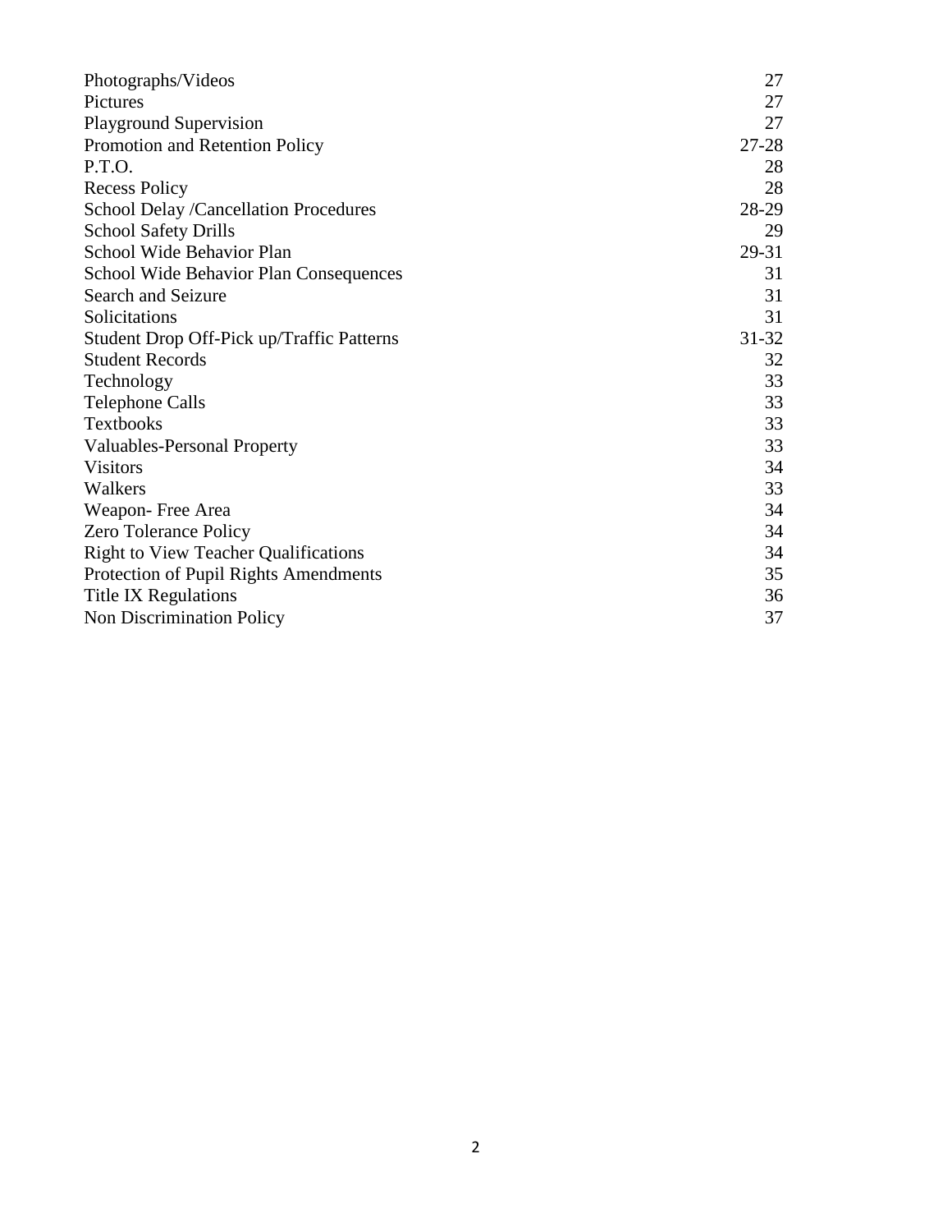| | |
|---|---|
| Photographs/Videos | 27 |
| Pictures | 27 |
| Playground Supervision | 27 |
| Promotion and Retention Policy | 27-28 |
| P.T.O. | 28 |
| Recess Policy | 28 |
| School Delay /Cancellation Procedures | 28-29 |
| School Safety Drills | 29 |
| School Wide Behavior Plan | 29-31 |
| School Wide Behavior Plan Consequences | 31 |
| Search and Seizure | 31 |
| Solicitations | 31 |
| Student Drop Off-Pick up/Traffic Patterns | 31-32 |
| Student Records | 32 |
| Technology | 33 |
| Telephone Calls | 33 |
| Textbooks | 33 |
| Valuables-Personal Property | 33 |
| Visitors | 34 |
| Walkers | 33 |
| Weapon- Free Area | 34 |
| Zero Tolerance Policy | 34 |
| Right to View Teacher Qualifications | 34 |
| Protection of Pupil Rights Amendments | 35 |
| Title IX Regulations | 36 |
| Non Discrimination Policy | 37 |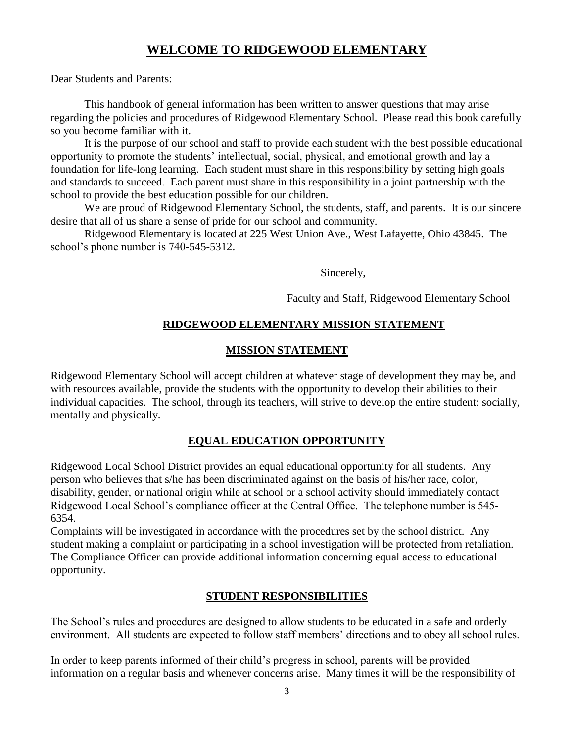# WELCOME TO RIDGEWOOD ELEMENTARY

Dear Students and Parents:

This handbook of general information has been written to answer questions that may arise regarding the policies and procedures of Ridgewood Elementary School. Please read this book carefully so you become familiar with it.

It is the purpose of our school and staff to provide each student with the best possible educational opportunity to promote the students' intellectual, social, physical, and emotional growth and lay a foundation for life-long learning. Each student must share in this responsibility by setting high goals and standards to succeed. Each parent must share in this responsibility in a joint partnership with the school to provide the best education possible for our children.

We are proud of Ridgewood Elementary School, the students, staff, and parents. It is our sincere desire that all of us share a sense of pride for our school and community.

Ridgewood Elementary is located at 225 West Union Ave., West Lafayette, Ohio 43845. The school's phone number is 740-545-5312.

Sincerely,

Faculty and Staff, Ridgewood Elementary School

## RIDGEWOOD ELEMENTARY MISSION STATEMENT

### MISSION STATEMENT

Ridgewood Elementary School will accept children at whatever stage of development they may be, and with resources available, provide the students with the opportunity to develop their abilities to their individual capacities. The school, through its teachers, will strive to develop the entire student: socially, mentally and physically.

## EQUAL EDUCATION OPPORTUNITY

Ridgewood Local School District provides an equal educational opportunity for all students. Any person who believes that s/he has been discriminated against on the basis of his/her race, color, disability, gender, or national origin while at school or a school activity should immediately contact Ridgewood Local School's compliance officer at the Central Office. The telephone number is 545-6354.

Complaints will be investigated in accordance with the procedures set by the school district. Any student making a complaint or participating in a school investigation will be protected from retaliation. The Compliance Officer can provide additional information concerning equal access to educational opportunity.

## STUDENT RESPONSIBILITIES

The School's rules and procedures are designed to allow students to be educated in a safe and orderly environment. All students are expected to follow staff members' directions and to obey all school rules.

In order to keep parents informed of their child's progress in school, parents will be provided information on a regular basis and whenever concerns arise. Many times it will be the responsibility of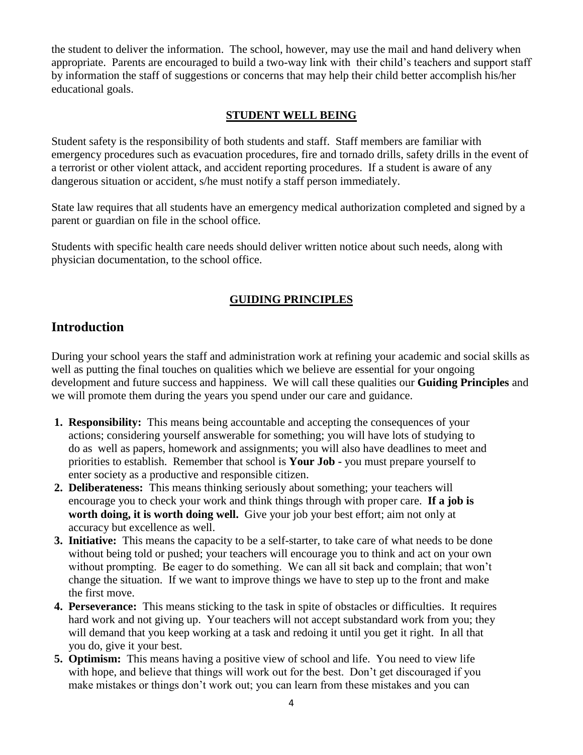the student to deliver the information. The school, however, may use the mail and hand delivery when appropriate. Parents are encouraged to build a two-way link with their child's teachers and support staff by information the staff of suggestions or concerns that may help their child better accomplish his/her educational goals.

## STUDENT WELL BEING

Student safety is the responsibility of both students and staff. Staff members are familiar with emergency procedures such as evacuation procedures, fire and tornado drills, safety drills in the event of a terrorist or other violent attack, and accident reporting procedures. If a student is aware of any dangerous situation or accident, s/he must notify a staff person immediately.

State law requires that all students have an emergency medical authorization completed and signed by a parent or guardian on file in the school office.

Students with specific health care needs should deliver written notice about such needs, along with physician documentation, to the school office.

## GUIDING PRINCIPLES

## Introduction

During your school years the staff and administration work at refining your academic and social skills as well as putting the final touches on qualities which we believe are essential for your ongoing development and future success and happiness. We will call these qualities our **Guiding Principles** and we will promote them during the years you spend under our care and guidance.

1. **Responsibility:** This means being accountable and accepting the consequences of your actions; considering yourself answerable for something; you will have lots of studying to do as well as papers, homework and assignments; you will also have deadlines to meet and priorities to establish. Remember that school is **Your Job** - you must prepare yourself to enter society as a productive and responsible citizen.
2. **Deliberateness:** This means thinking seriously about something; your teachers will encourage you to check your work and think things through with proper care. **If a job is worth doing, it is worth doing well.** Give your job your best effort; aim not only at accuracy but excellence as well.
3. **Initiative:** This means the capacity to be a self-starter, to take care of what needs to be done without being told or pushed; your teachers will encourage you to think and act on your own without prompting. Be eager to do something. We can all sit back and complain; that won't change the situation. If we want to improve things we have to step up to the front and make the first move.
4. **Perseverance:** This means sticking to the task in spite of obstacles or difficulties. It requires hard work and not giving up. Your teachers will not accept substandard work from you; they will demand that you keep working at a task and redoing it until you get it right. In all that you do, give it your best.
5. **Optimism:** This means having a positive view of school and life. You need to view life with hope, and believe that things will work out for the best. Don't get discouraged if you make mistakes or things don't work out; you can learn from these mistakes and you can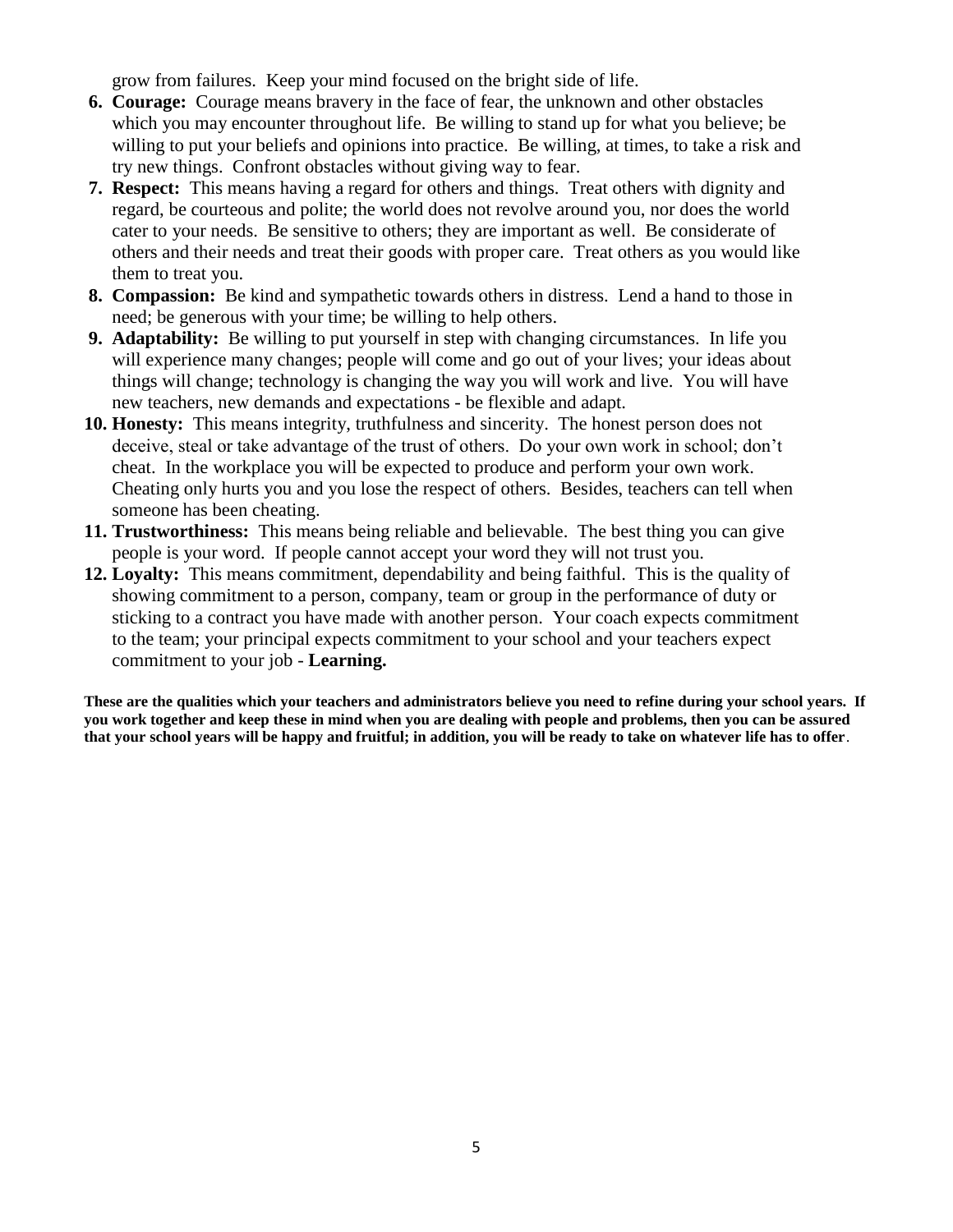grow from failures. Keep your mind focused on the bright side of life.

6. **Courage:** Courage means bravery in the face of fear, the unknown and other obstacles which you may encounter throughout life. Be willing to stand up for what you believe; be willing to put your beliefs and opinions into practice. Be willing, at times, to take a risk and try new things. Confront obstacles without giving way to fear.
7. **Respect:** This means having a regard for others and things. Treat others with dignity and regard, be courteous and polite; the world does not revolve around you, nor does the world cater to your needs. Be sensitive to others; they are important as well. Be considerate of others and their needs and treat their goods with proper care. Treat others as you would like them to treat you.
8. **Compassion:** Be kind and sympathetic towards others in distress. Lend a hand to those in need; be generous with your time; be willing to help others.
9. **Adaptability:** Be willing to put yourself in step with changing circumstances. In life you will experience many changes; people will come and go out of your lives; your ideas about things will change; technology is changing the way you will work and live. You will have new teachers, new demands and expectations - be flexible and adapt.
10. **Honesty:** This means integrity, truthfulness and sincerity. The honest person does not deceive, steal or take advantage of the trust of others. Do your own work in school; don't cheat. In the workplace you will be expected to produce and perform your own work. Cheating only hurts you and you lose the respect of others. Besides, teachers can tell when someone has been cheating.
11. **Trustworthiness:** This means being reliable and believable. The best thing you can give people is your word. If people cannot accept your word they will not trust you.
12. **Loyalty:** This means commitment, dependability and being faithful. This is the quality of showing commitment to a person, company, team or group in the performance of duty or sticking to a contract you have made with another person. Your coach expects commitment to the team; your principal expects commitment to your school and your teachers expect commitment to your job - **Learning.**

**These are the qualities which your teachers and administrators believe you need to refine during your school years. If you work together and keep these in mind when you are dealing with people and problems, then you can be assured that your school years will be happy and fruitful; in addition, you will be ready to take on whatever life has to offer**.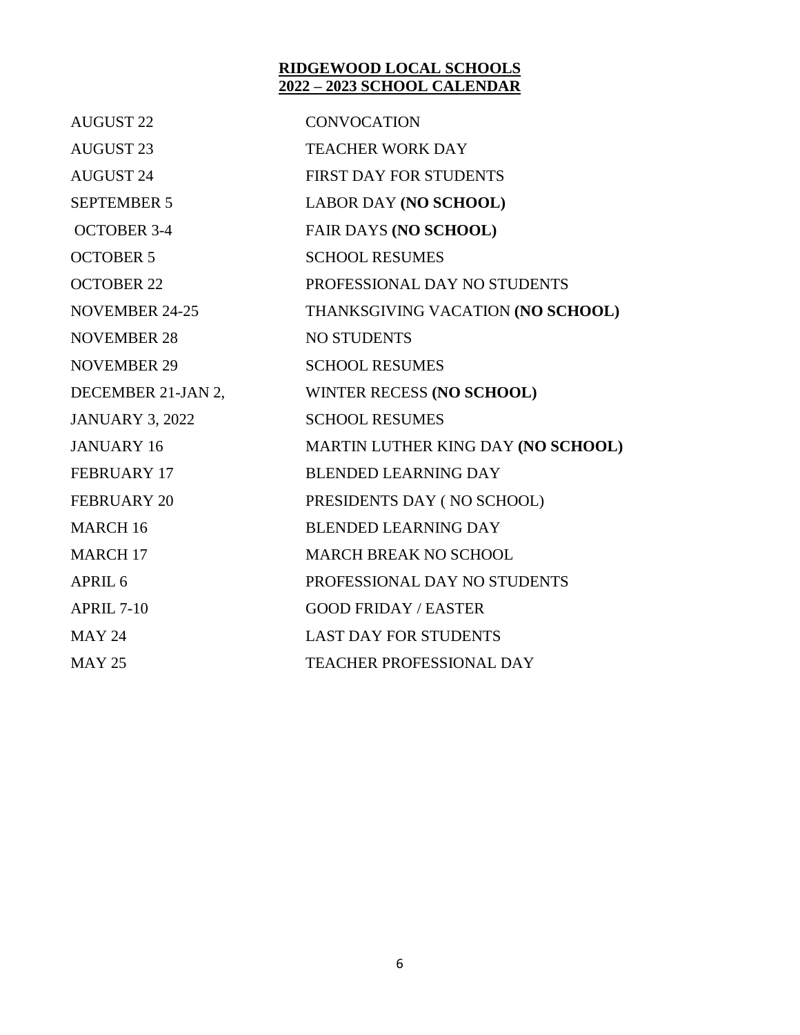# RIDGEWOOD LOCAL SCHOOLS
## 2022 – 2023 SCHOOL CALENDAR

| | |
|---|---|
| AUGUST 22 | CONVOCATION |
| AUGUST 23 | TEACHER WORK DAY |
| AUGUST 24 | FIRST DAY FOR STUDENTS |
| SEPTEMBER 5 | LABOR DAY **(NO SCHOOL)** |
| OCTOBER 3-4 | FAIR DAYS **(NO SCHOOL)** |
| OCTOBER 5 | SCHOOL RESUMES |
| OCTOBER 22 | PROFESSIONAL DAY NO STUDENTS |
| NOVEMBER 24-25 | THANKSGIVING VACATION **(NO SCHOOL)** |
| NOVEMBER 28 | NO STUDENTS |
| NOVEMBER 29 | SCHOOL RESUMES |
| DECEMBER 21-JAN 2, | WINTER RECESS **(NO SCHOOL)** |
| JANUARY 3, 2022 | SCHOOL RESUMES |
| JANUARY 16 | MARTIN LUTHER KING DAY **(NO SCHOOL)** |
| FEBRUARY 17 | BLENDED LEARNING DAY |
| FEBRUARY 20 | PRESIDENTS DAY ( NO SCHOOL) |
| MARCH 16 | BLENDED LEARNING DAY |
| MARCH 17 | MARCH BREAK NO SCHOOL |
| APRIL 6 | PROFESSIONAL DAY NO STUDENTS |
| APRIL 7-10 | GOOD FRIDAY / EASTER |
| MAY 24 | LAST DAY FOR STUDENTS |
| MAY 25 | TEACHER PROFESSIONAL DAY |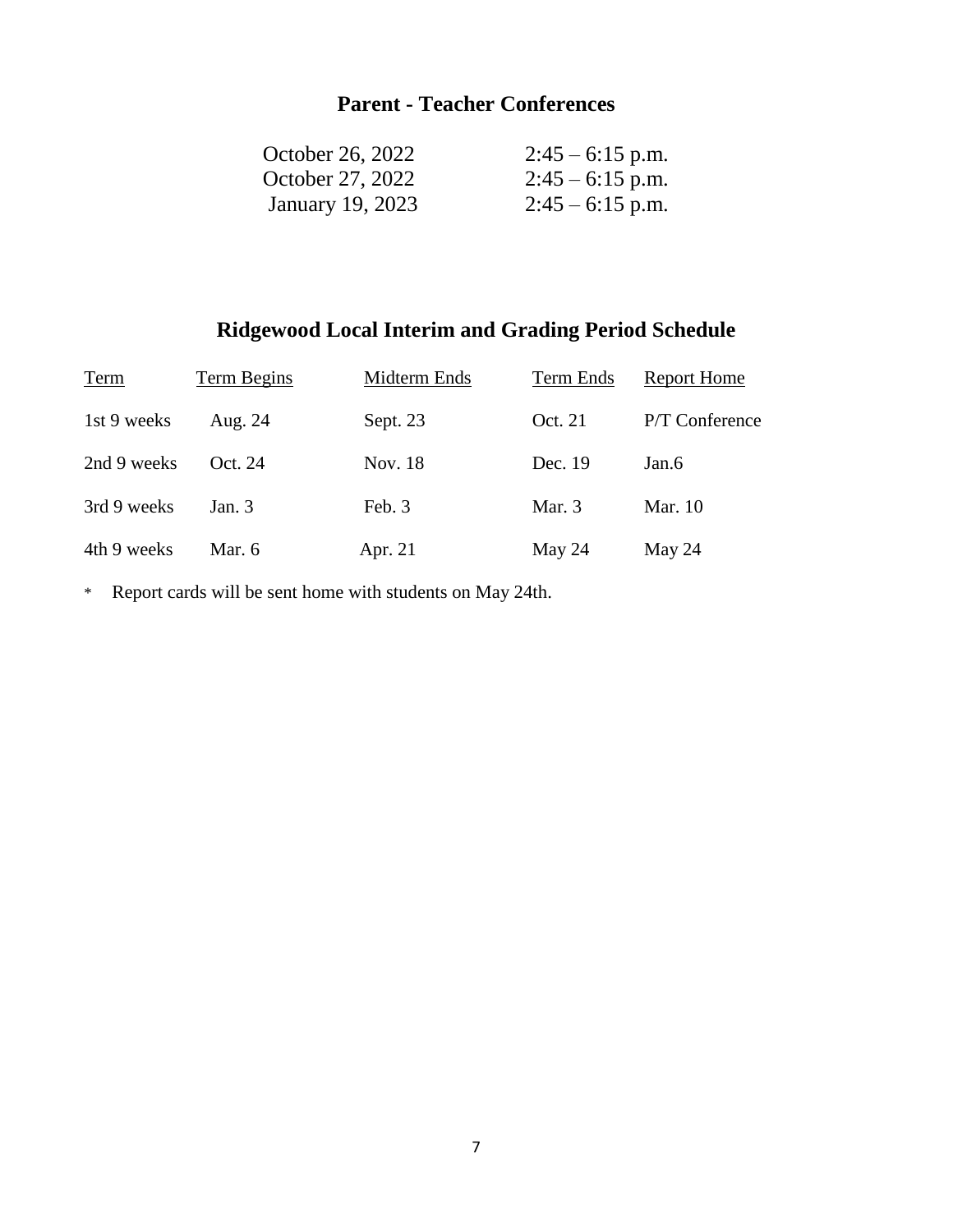## Parent - Teacher Conferences

| | |
|---|---|
| October 26, 2022 | 2:45 – 6:15 p.m. |
| October 27, 2022 | 2:45 – 6:15 p.m. |
| January 19, 2023 | 2:45 – 6:15 p.m. |

## Ridgewood Local Interim and Grading Period Schedule

| Term | Term Begins | Midterm Ends | Term Ends | Report Home |
|---|---|---|---|---|
| 1st 9 weeks | Aug. 24 | Sept. 23 | Oct. 21 | P/T Conference |
| 2nd 9 weeks | Oct. 24 | Nov. 18 | Dec. 19 | Jan.6 |
| 3rd 9 weeks | Jan. 3 | Feb. 3 | Mar. 3 | Mar. 10 |
| 4th 9 weeks | Mar. 6 | Apr. 21 | May 24 | May 24 |

\* Report cards will be sent home with students on May 24th.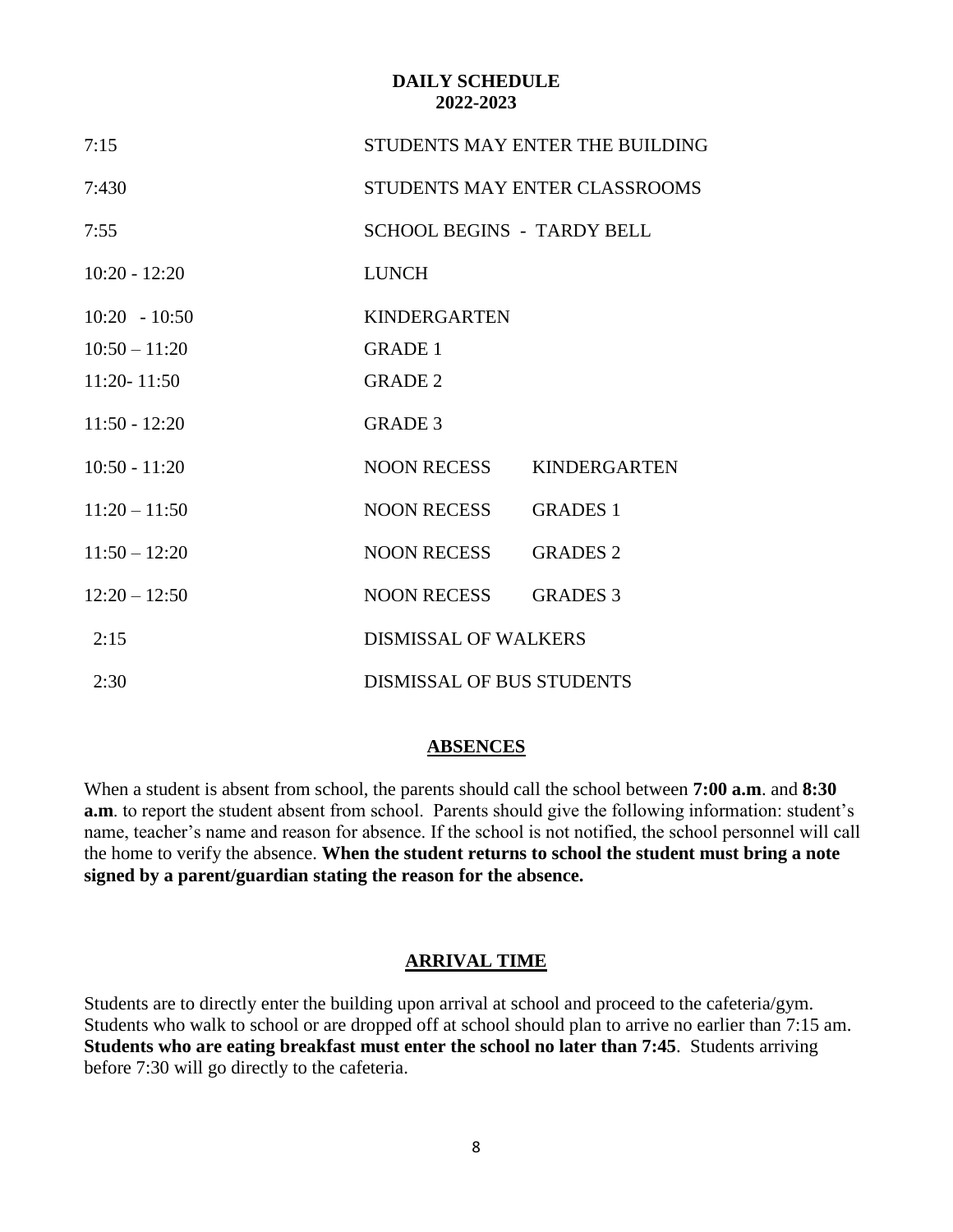## DAILY SCHEDULE
## 2022-2023

| | | |
|---|---|---|
| 7:15 | STUDENTS MAY ENTER THE BUILDING | |
| 7:430 | STUDENTS MAY ENTER CLASSROOMS | |
| 7:55 | SCHOOL BEGINS - TARDY BELL | |
| 10:20 - 12:20 | LUNCH | |
| 10:20 - 10:50 | KINDERGARTEN | |
| 10:50 – 11:20 | GRADE 1 | |
| 11:20- 11:50 | GRADE 2 | |
| 11:50 - 12:20 | GRADE 3 | |
| 10:50 - 11:20 | NOON RECESS | KINDERGARTEN |
| 11:20 – 11:50 | NOON RECESS | GRADES 1 |
| 11:50 – 12:20 | NOON RECESS | GRADES 2 |
| 12:20 – 12:50 | NOON RECESS | GRADES 3 |
| 2:15 | DISMISSAL OF WALKERS | |
| 2:30 | DISMISSAL OF BUS STUDENTS | |

## ABSENCES

When a student is absent from school, the parents should call the school between **7:00 a.m**. and **8:30 a.m**. to report the student absent from school. Parents should give the following information: student's name, teacher's name and reason for absence. If the school is not notified, the school personnel will call the home to verify the absence. **When the student returns to school the student must bring a note signed by a parent/guardian stating the reason for the absence.**

## ARRIVAL TIME

Students are to directly enter the building upon arrival at school and proceed to the cafeteria/gym. Students who walk to school or are dropped off at school should plan to arrive no earlier than 7:15 am. **Students who are eating breakfast must enter the school no later than 7:45**. Students arriving before 7:30 will go directly to the cafeteria.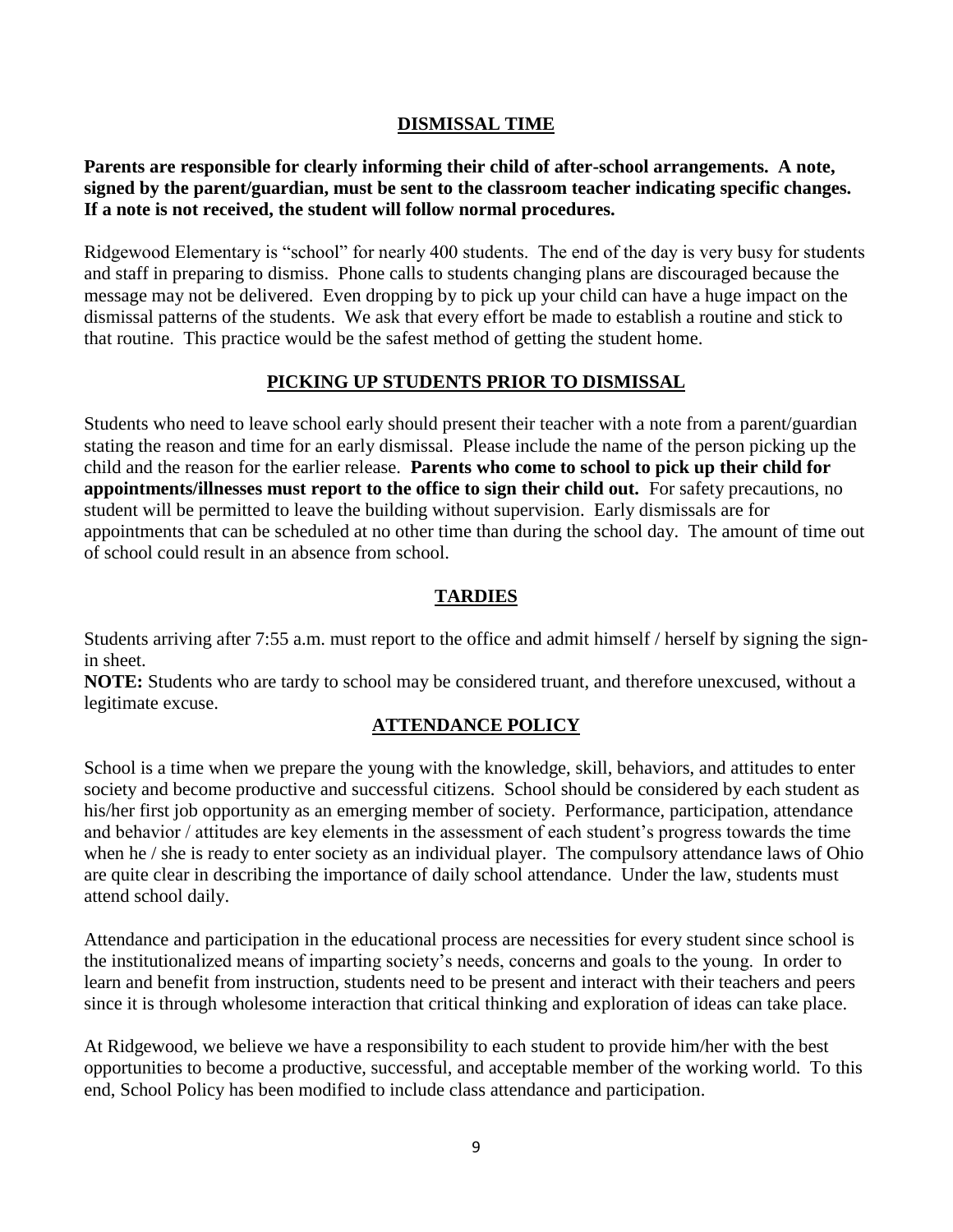## DISMISSAL TIME

**Parents are responsible for clearly informing their child of after-school arrangements. A note, signed by the parent/guardian, must be sent to the classroom teacher indicating specific changes. If a note is not received, the student will follow normal procedures.**

Ridgewood Elementary is "school" for nearly 400 students. The end of the day is very busy for students and staff in preparing to dismiss. Phone calls to students changing plans are discouraged because the message may not be delivered. Even dropping by to pick up your child can have a huge impact on the dismissal patterns of the students. We ask that every effort be made to establish a routine and stick to that routine. This practice would be the safest method of getting the student home.

## PICKING UP STUDENTS PRIOR TO DISMISSAL

Students who need to leave school early should present their teacher with a note from a parent/guardian stating the reason and time for an early dismissal. Please include the name of the person picking up the child and the reason for the earlier release. **Parents who come to school to pick up their child for appointments/illnesses must report to the office to sign their child out.** For safety precautions, no student will be permitted to leave the building without supervision. Early dismissals are for appointments that can be scheduled at no other time than during the school day. The amount of time out of school could result in an absence from school.

## TARDIES

Students arriving after 7:55 a.m. must report to the office and admit himself / herself by signing the sign-in sheet.

**NOTE:** Students who are tardy to school may be considered truant, and therefore unexcused, without a legitimate excuse.

## ATTENDANCE POLICY

School is a time when we prepare the young with the knowledge, skill, behaviors, and attitudes to enter society and become productive and successful citizens. School should be considered by each student as his/her first job opportunity as an emerging member of society. Performance, participation, attendance and behavior / attitudes are key elements in the assessment of each student's progress towards the time when he / she is ready to enter society as an individual player. The compulsory attendance laws of Ohio are quite clear in describing the importance of daily school attendance. Under the law, students must attend school daily.

Attendance and participation in the educational process are necessities for every student since school is the institutionalized means of imparting society's needs, concerns and goals to the young. In order to learn and benefit from instruction, students need to be present and interact with their teachers and peers since it is through wholesome interaction that critical thinking and exploration of ideas can take place.

At Ridgewood, we believe we have a responsibility to each student to provide him/her with the best opportunities to become a productive, successful, and acceptable member of the working world. To this end, School Policy has been modified to include class attendance and participation.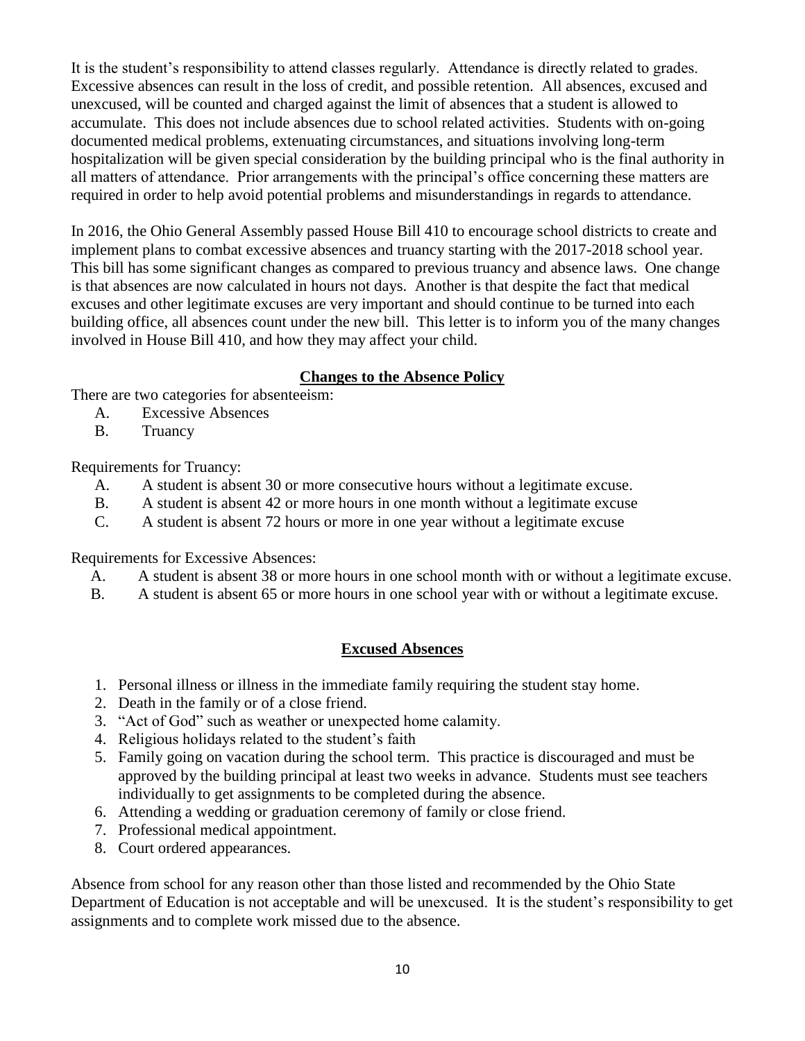It is the student's responsibility to attend classes regularly. Attendance is directly related to grades. Excessive absences can result in the loss of credit, and possible retention. All absences, excused and unexcused, will be counted and charged against the limit of absences that a student is allowed to accumulate. This does not include absences due to school related activities. Students with on-going documented medical problems, extenuating circumstances, and situations involving long-term hospitalization will be given special consideration by the building principal who is the final authority in all matters of attendance. Prior arrangements with the principal's office concerning these matters are required in order to help avoid potential problems and misunderstandings in regards to attendance.

In 2016, the Ohio General Assembly passed House Bill 410 to encourage school districts to create and implement plans to combat excessive absences and truancy starting with the 2017-2018 school year. This bill has some significant changes as compared to previous truancy and absence laws. One change is that absences are now calculated in hours not days. Another is that despite the fact that medical excuses and other legitimate excuses are very important and should continue to be turned into each building office, all absences count under the new bill. This letter is to inform you of the many changes involved in House Bill 410, and how they may affect your child.

## **Changes to the Absence Policy**

There are two categories for absenteeism:

A. Excessive Absences
B. Truancy

Requirements for Truancy:

A. A student is absent 30 or more consecutive hours without a legitimate excuse.
B. A student is absent 42 or more hours in one month without a legitimate excuse
C. A student is absent 72 hours or more in one year without a legitimate excuse

Requirements for Excessive Absences:

A. A student is absent 38 or more hours in one school month with or without a legitimate excuse.
B. A student is absent 65 or more hours in one school year with or without a legitimate excuse.

## **Excused Absences**

1. Personal illness or illness in the immediate family requiring the student stay home.
2. Death in the family or of a close friend.
3. "Act of God" such as weather or unexpected home calamity.
4. Religious holidays related to the student's faith
5. Family going on vacation during the school term. This practice is discouraged and must be approved by the building principal at least two weeks in advance. Students must see teachers individually to get assignments to be completed during the absence.
6. Attending a wedding or graduation ceremony of family or close friend.
7. Professional medical appointment.
8. Court ordered appearances.

Absence from school for any reason other than those listed and recommended by the Ohio State Department of Education is not acceptable and will be unexcused. It is the student's responsibility to get assignments and to complete work missed due to the absence.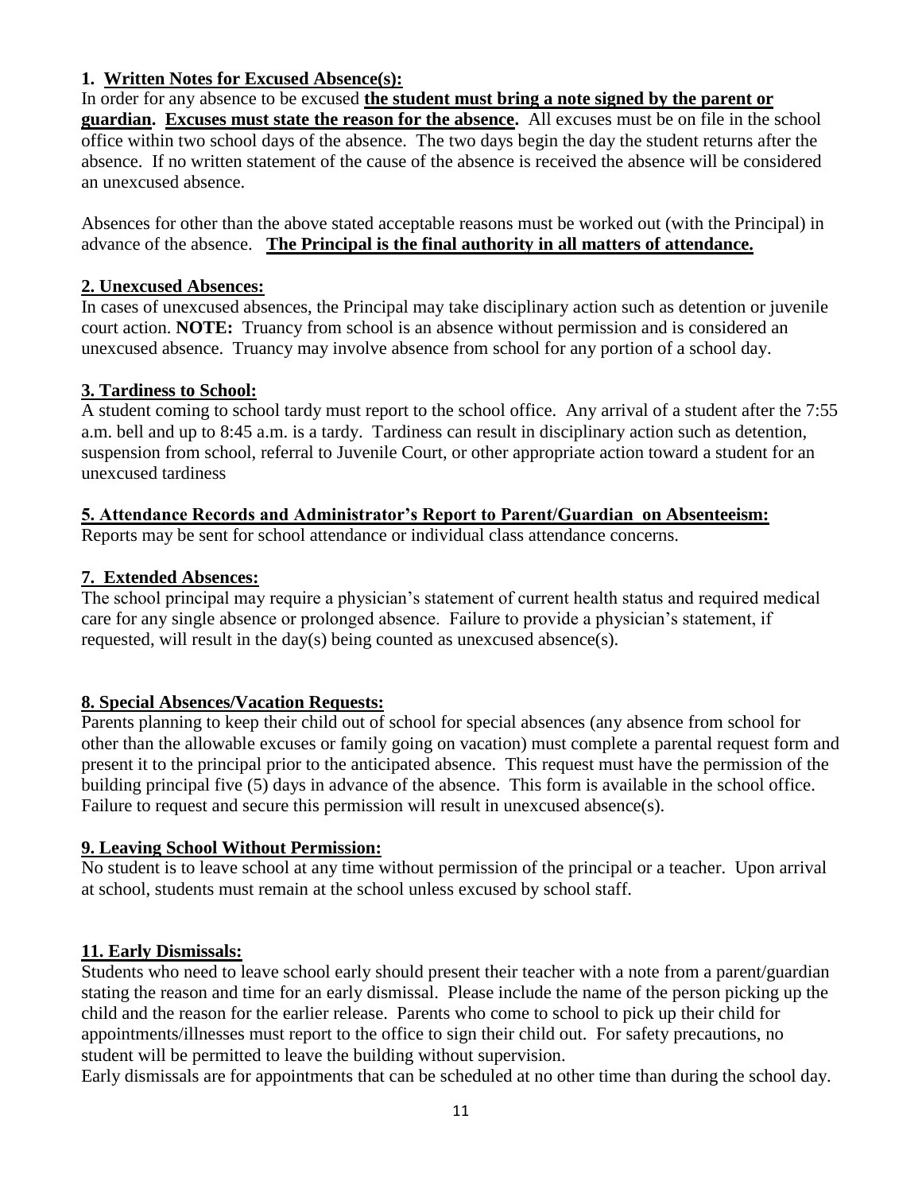### 1. Written Notes for Excused Absence(s):

In order for any absence to be excused **the student must bring a note signed by the parent or guardian. Excuses must state the reason for the absence.** All excuses must be on file in the school office within two school days of the absence. The two days begin the day the student returns after the absence. If no written statement of the cause of the absence is received the absence will be considered an unexcused absence.

Absences for other than the above stated acceptable reasons must be worked out (with the Principal) in advance of the absence. **The Principal is the final authority in all matters of attendance.**

### 2. Unexcused Absences:

In cases of unexcused absences, the Principal may take disciplinary action such as detention or juvenile court action. **NOTE:** Truancy from school is an absence without permission and is considered an unexcused absence. Truancy may involve absence from school for any portion of a school day.

### 3. Tardiness to School:

A student coming to school tardy must report to the school office. Any arrival of a student after the 7:55 a.m. bell and up to 8:45 a.m. is a tardy. Tardiness can result in disciplinary action such as detention, suspension from school, referral to Juvenile Court, or other appropriate action toward a student for an unexcused tardiness

### 5. Attendance Records and Administrator's Report to Parent/Guardian on Absenteeism:

Reports may be sent for school attendance or individual class attendance concerns.

### 7. Extended Absences:

The school principal may require a physician's statement of current health status and required medical care for any single absence or prolonged absence. Failure to provide a physician's statement, if requested, will result in the day(s) being counted as unexcused absence(s).

### 8. Special Absences/Vacation Requests:

Parents planning to keep their child out of school for special absences (any absence from school for other than the allowable excuses or family going on vacation) must complete a parental request form and present it to the principal prior to the anticipated absence. This request must have the permission of the building principal five (5) days in advance of the absence. This form is available in the school office. Failure to request and secure this permission will result in unexcused absence(s).

### 9. Leaving School Without Permission:

No student is to leave school at any time without permission of the principal or a teacher. Upon arrival at school, students must remain at the school unless excused by school staff.

### 11. Early Dismissals:

Students who need to leave school early should present their teacher with a note from a parent/guardian stating the reason and time for an early dismissal. Please include the name of the person picking up the child and the reason for the earlier release. Parents who come to school to pick up their child for appointments/illnesses must report to the office to sign their child out. For safety precautions, no student will be permitted to leave the building without supervision.

Early dismissals are for appointments that can be scheduled at no other time than during the school day.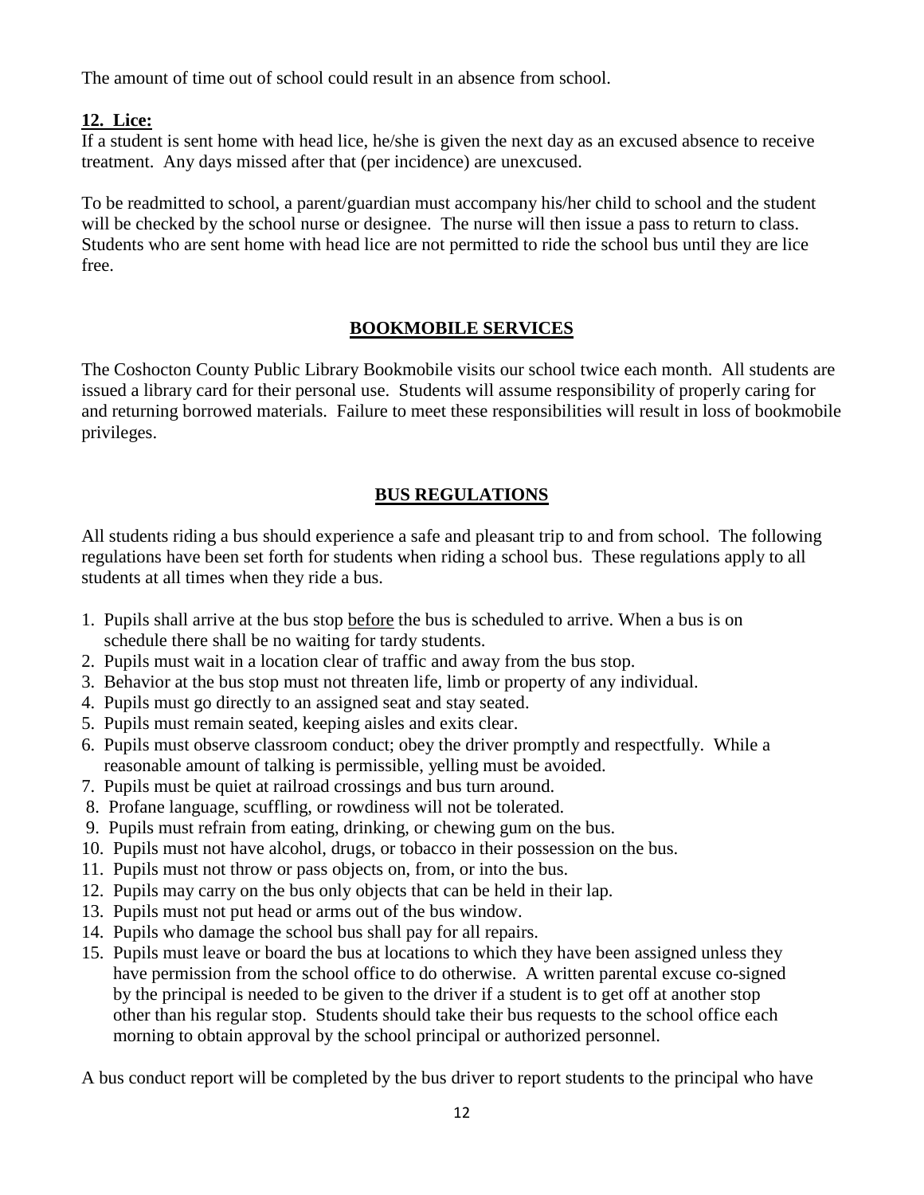The amount of time out of school could result in an absence from school.

**12. Lice:**

If a student is sent home with head lice, he/she is given the next day as an excused absence to receive treatment. Any days missed after that (per incidence) are unexcused.

To be readmitted to school, a parent/guardian must accompany his/her child to school and the student will be checked by the school nurse or designee. The nurse will then issue a pass to return to class. Students who are sent home with head lice are not permitted to ride the school bus until they are lice free.

## BOOKMOBILE SERVICES

The Coshocton County Public Library Bookmobile visits our school twice each month. All students are issued a library card for their personal use. Students will assume responsibility of properly caring for and returning borrowed materials. Failure to meet these responsibilities will result in loss of bookmobile privileges.

## BUS REGULATIONS

All students riding a bus should experience a safe and pleasant trip to and from school. The following regulations have been set forth for students when riding a school bus. These regulations apply to all students at all times when they ride a bus.

1. Pupils shall arrive at the bus stop before the bus is scheduled to arrive. When a bus is on schedule there shall be no waiting for tardy students.
2. Pupils must wait in a location clear of traffic and away from the bus stop.
3. Behavior at the bus stop must not threaten life, limb or property of any individual.
4. Pupils must go directly to an assigned seat and stay seated.
5. Pupils must remain seated, keeping aisles and exits clear.
6. Pupils must observe classroom conduct; obey the driver promptly and respectfully. While a reasonable amount of talking is permissible, yelling must be avoided.
7. Pupils must be quiet at railroad crossings and bus turn around.
8. Profane language, scuffling, or rowdiness will not be tolerated.
9. Pupils must refrain from eating, drinking, or chewing gum on the bus.
10. Pupils must not have alcohol, drugs, or tobacco in their possession on the bus.
11. Pupils must not throw or pass objects on, from, or into the bus.
12. Pupils may carry on the bus only objects that can be held in their lap.
13. Pupils must not put head or arms out of the bus window.
14. Pupils who damage the school bus shall pay for all repairs.
15. Pupils must leave or board the bus at locations to which they have been assigned unless they have permission from the school office to do otherwise. A written parental excuse co-signed by the principal is needed to be given to the driver if a student is to get off at another stop other than his regular stop. Students should take their bus requests to the school office each morning to obtain approval by the school principal or authorized personnel.

A bus conduct report will be completed by the bus driver to report students to the principal who have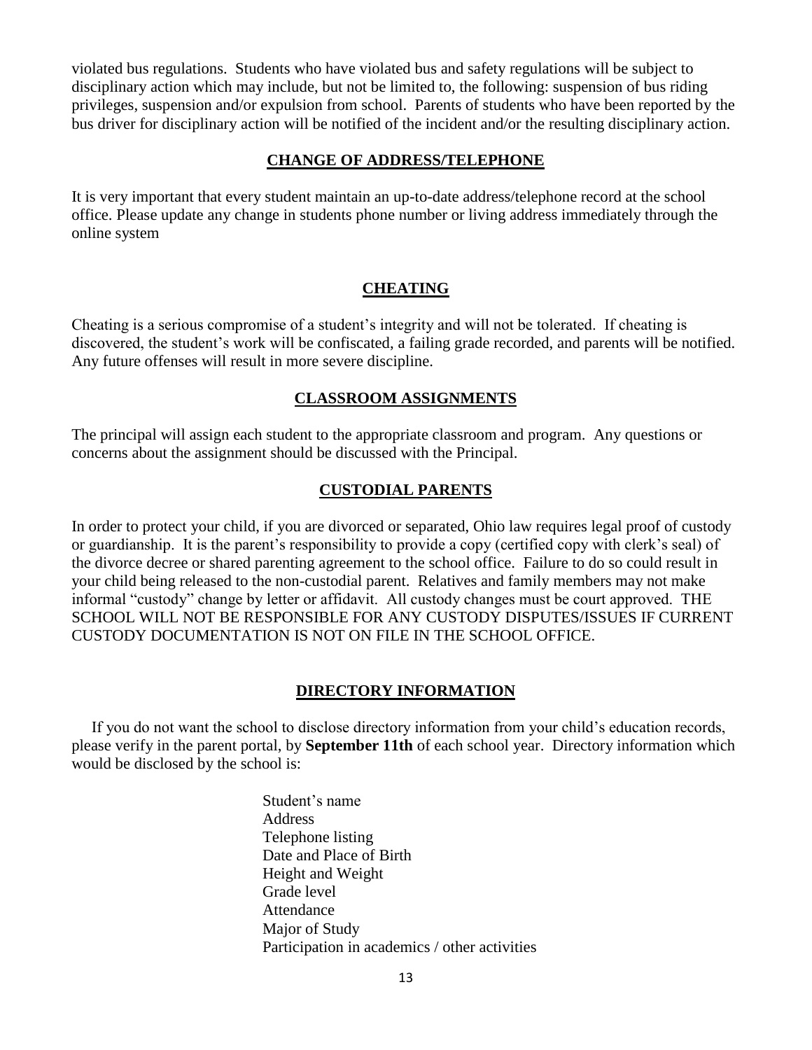violated bus regulations. Students who have violated bus and safety regulations will be subject to disciplinary action which may include, but not be limited to, the following: suspension of bus riding privileges, suspension and/or expulsion from school. Parents of students who have been reported by the bus driver for disciplinary action will be notified of the incident and/or the resulting disciplinary action.

## CHANGE OF ADDRESS/TELEPHONE

It is very important that every student maintain an up-to-date address/telephone record at the school office. Please update any change in students phone number or living address immediately through the online system

## CHEATING

Cheating is a serious compromise of a student's integrity and will not be tolerated. If cheating is discovered, the student's work will be confiscated, a failing grade recorded, and parents will be notified. Any future offenses will result in more severe discipline.

## CLASSROOM ASSIGNMENTS

The principal will assign each student to the appropriate classroom and program. Any questions or concerns about the assignment should be discussed with the Principal.

## CUSTODIAL PARENTS

In order to protect your child, if you are divorced or separated, Ohio law requires legal proof of custody or guardianship. It is the parent's responsibility to provide a copy (certified copy with clerk's seal) of the divorce decree or shared parenting agreement to the school office. Failure to do so could result in your child being released to the non-custodial parent. Relatives and family members may not make informal "custody" change by letter or affidavit. All custody changes must be court approved. THE SCHOOL WILL NOT BE RESPONSIBLE FOR ANY CUSTODY DISPUTES/ISSUES IF CURRENT CUSTODY DOCUMENTATION IS NOT ON FILE IN THE SCHOOL OFFICE.

## DIRECTORY INFORMATION

If you do not want the school to disclose directory information from your child's education records, please verify in the parent portal, by **September 11th** of each school year. Directory information which would be disclosed by the school is:

- Student's name
- Address
- Telephone listing
- Date and Place of Birth
- Height and Weight
- Grade level
- Attendance
- Major of Study
- Participation in academics / other activities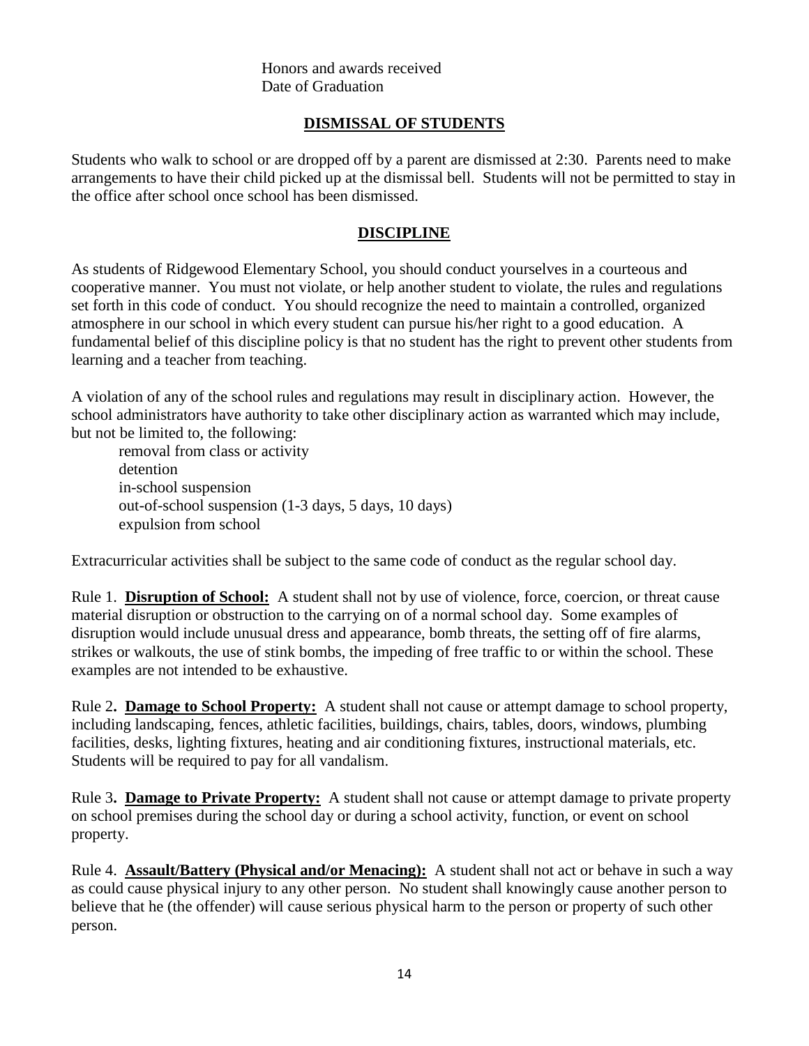Honors and awards received
Date of Graduation

## DISMISSAL OF STUDENTS

Students who walk to school or are dropped off by a parent are dismissed at 2:30. Parents need to make arrangements to have their child picked up at the dismissal bell. Students will not be permitted to stay in the office after school once school has been dismissed.

## DISCIPLINE

As students of Ridgewood Elementary School, you should conduct yourselves in a courteous and cooperative manner. You must not violate, or help another student to violate, the rules and regulations set forth in this code of conduct. You should recognize the need to maintain a controlled, organized atmosphere in our school in which every student can pursue his/her right to a good education. A fundamental belief of this discipline policy is that no student has the right to prevent other students from learning and a teacher from teaching.

A violation of any of the school rules and regulations may result in disciplinary action. However, the school administrators have authority to take other disciplinary action as warranted which may include, but not be limited to, the following:

- removal from class or activity
- detention
- in-school suspension
- out-of-school suspension (1-3 days, 5 days, 10 days)
- expulsion from school

Extracurricular activities shall be subject to the same code of conduct as the regular school day.

Rule 1. **Disruption of School:** A student shall not by use of violence, force, coercion, or threat cause material disruption or obstruction to the carrying on of a normal school day. Some examples of disruption would include unusual dress and appearance, bomb threats, the setting off of fire alarms, strikes or walkouts, the use of stink bombs, the impeding of free traffic to or within the school. These examples are not intended to be exhaustive.

Rule 2**.** **Damage to School Property:** A student shall not cause or attempt damage to school property, including landscaping, fences, athletic facilities, buildings, chairs, tables, doors, windows, plumbing facilities, desks, lighting fixtures, heating and air conditioning fixtures, instructional materials, etc. Students will be required to pay for all vandalism.

Rule 3**.** **Damage to Private Property:** A student shall not cause or attempt damage to private property on school premises during the school day or during a school activity, function, or event on school property.

Rule 4. **Assault/Battery (Physical and/or Menacing):** A student shall not act or behave in such a way as could cause physical injury to any other person. No student shall knowingly cause another person to believe that he (the offender) will cause serious physical harm to the person or property of such other person.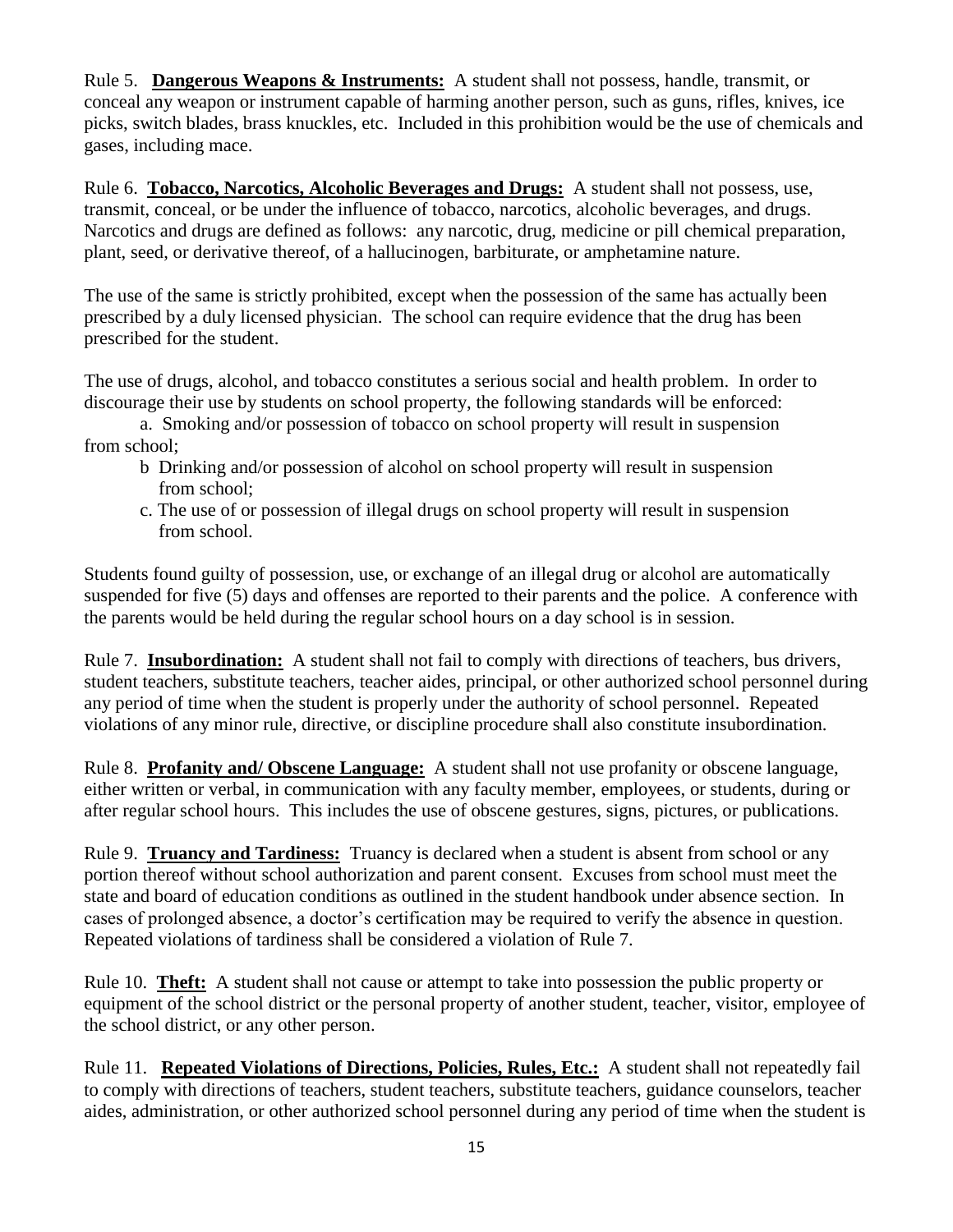Rule 5. **Dangerous Weapons & Instruments:** A student shall not possess, handle, transmit, or conceal any weapon or instrument capable of harming another person, such as guns, rifles, knives, ice picks, switch blades, brass knuckles, etc. Included in this prohibition would be the use of chemicals and gases, including mace.

Rule 6. **Tobacco, Narcotics, Alcoholic Beverages and Drugs:** A student shall not possess, use, transmit, conceal, or be under the influence of tobacco, narcotics, alcoholic beverages, and drugs. Narcotics and drugs are defined as follows: any narcotic, drug, medicine or pill chemical preparation, plant, seed, or derivative thereof, of a hallucinogen, barbiturate, or amphetamine nature.

The use of the same is strictly prohibited, except when the possession of the same has actually been prescribed by a duly licensed physician. The school can require evidence that the drug has been prescribed for the student.

The use of drugs, alcohol, and tobacco constitutes a serious social and health problem. In order to discourage their use by students on school property, the following standards will be enforced:

a. Smoking and/or possession of tobacco on school property will result in suspension from school;
b Drinking and/or possession of alcohol on school property will result in suspension from school;
c. The use of or possession of illegal drugs on school property will result in suspension from school.

Students found guilty of possession, use, or exchange of an illegal drug or alcohol are automatically suspended for five (5) days and offenses are reported to their parents and the police. A conference with the parents would be held during the regular school hours on a day school is in session.

Rule 7. **Insubordination:** A student shall not fail to comply with directions of teachers, bus drivers, student teachers, substitute teachers, teacher aides, principal, or other authorized school personnel during any period of time when the student is properly under the authority of school personnel. Repeated violations of any minor rule, directive, or discipline procedure shall also constitute insubordination.

Rule 8. **Profanity and/ Obscene Language:** A student shall not use profanity or obscene language, either written or verbal, in communication with any faculty member, employees, or students, during or after regular school hours. This includes the use of obscene gestures, signs, pictures, or publications.

Rule 9. **Truancy and Tardiness:** Truancy is declared when a student is absent from school or any portion thereof without school authorization and parent consent. Excuses from school must meet the state and board of education conditions as outlined in the student handbook under absence section. In cases of prolonged absence, a doctor's certification may be required to verify the absence in question. Repeated violations of tardiness shall be considered a violation of Rule 7.

Rule 10. **Theft:** A student shall not cause or attempt to take into possession the public property or equipment of the school district or the personal property of another student, teacher, visitor, employee of the school district, or any other person.

Rule 11. **Repeated Violations of Directions, Policies, Rules, Etc.:** A student shall not repeatedly fail to comply with directions of teachers, student teachers, substitute teachers, guidance counselors, teacher aides, administration, or other authorized school personnel during any period of time when the student is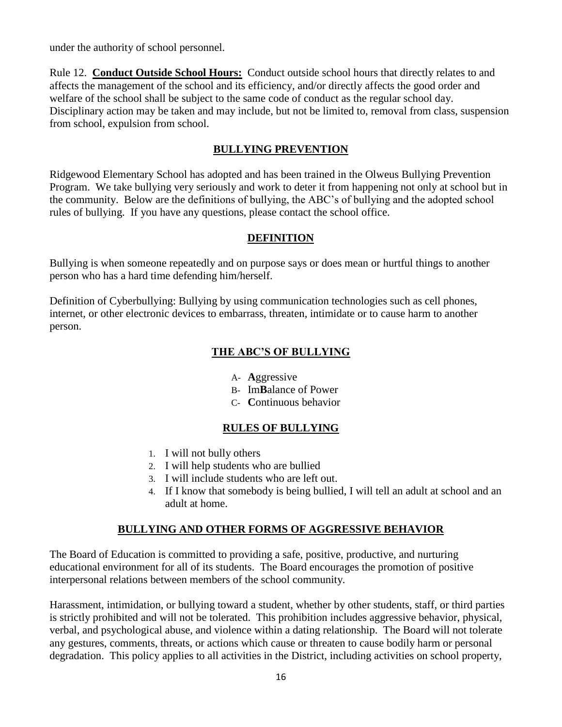under the authority of school personnel.

Rule 12. **Conduct Outside School Hours:** Conduct outside school hours that directly relates to and affects the management of the school and its efficiency, and/or directly affects the good order and welfare of the school shall be subject to the same code of conduct as the regular school day. Disciplinary action may be taken and may include, but not be limited to, removal from class, suspension from school, expulsion from school.

## BULLYING PREVENTION

Ridgewood Elementary School has adopted and has been trained in the Olweus Bullying Prevention Program. We take bullying very seriously and work to deter it from happening not only at school but in the community. Below are the definitions of bullying, the ABC's of bullying and the adopted school rules of bullying. If you have any questions, please contact the school office.

## DEFINITION

Bullying is when someone repeatedly and on purpose says or does mean or hurtful things to another person who has a hard time defending him/herself.

Definition of Cyberbullying: Bullying by using communication technologies such as cell phones, internet, or other electronic devices to embarrass, threaten, intimidate or to cause harm to another person.

## THE ABC'S OF BULLYING

A- **A**ggressive
B- Im**B**alance of Power
C- **C**ontinuous behavior

## RULES OF BULLYING

1. I will not bully others
2. I will help students who are bullied
3. I will include students who are left out.
4. If I know that somebody is being bullied, I will tell an adult at school and an adult at home.

## BULLYING AND OTHER FORMS OF AGGRESSIVE BEHAVIOR

The Board of Education is committed to providing a safe, positive, productive, and nurturing educational environment for all of its students. The Board encourages the promotion of positive interpersonal relations between members of the school community.

Harassment, intimidation, or bullying toward a student, whether by other students, staff, or third parties is strictly prohibited and will not be tolerated. This prohibition includes aggressive behavior, physical, verbal, and psychological abuse, and violence within a dating relationship. The Board will not tolerate any gestures, comments, threats, or actions which cause or threaten to cause bodily harm or personal degradation. This policy applies to all activities in the District, including activities on school property,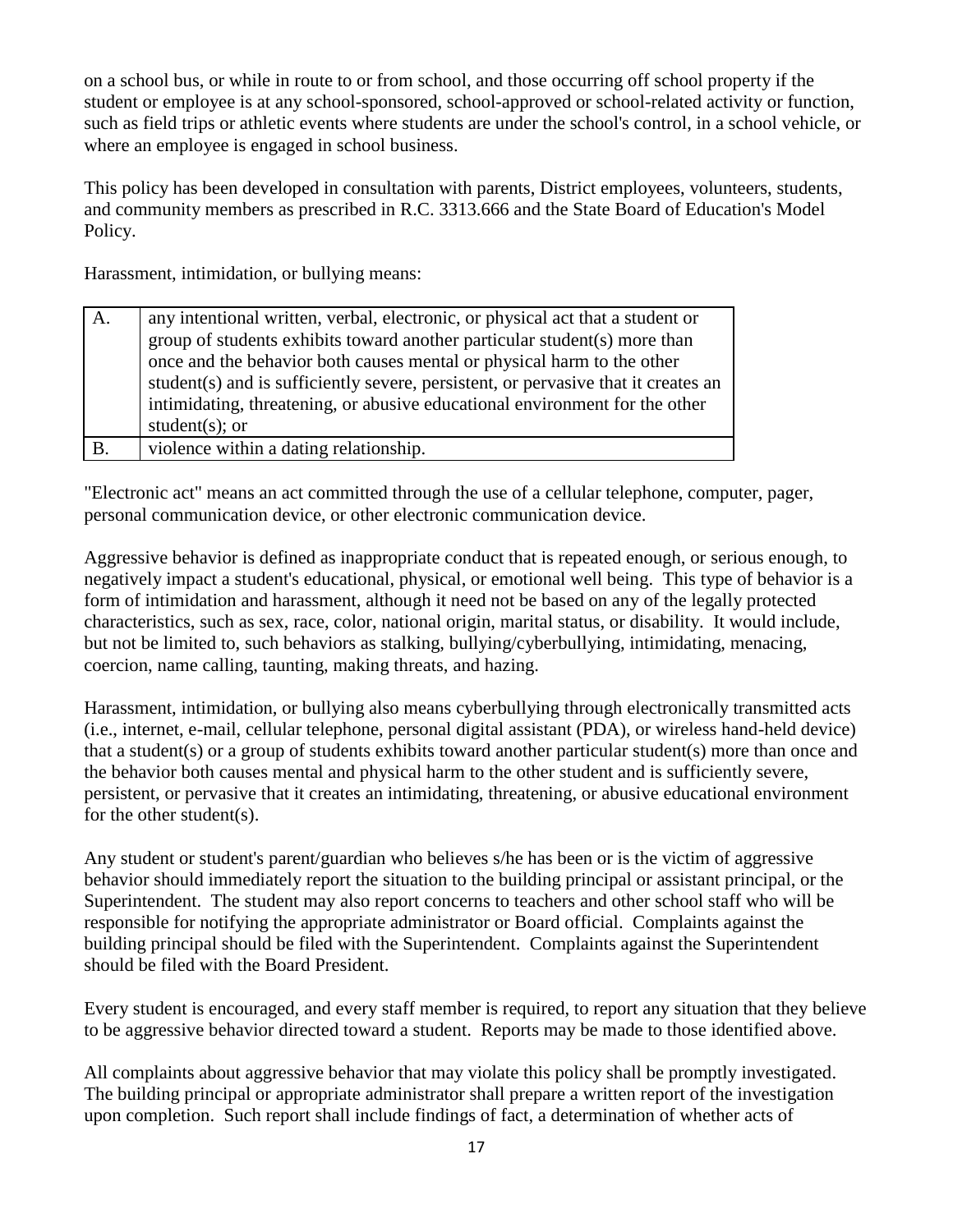on a school bus, or while in route to or from school, and those occurring off school property if the student or employee is at any school-sponsored, school-approved or school-related activity or function, such as field trips or athletic events where students are under the school's control, in a school vehicle, or where an employee is engaged in school business.

This policy has been developed in consultation with parents, District employees, volunteers, students, and community members as prescribed in R.C. 3313.666 and the State Board of Education's Model Policy.

Harassment, intimidation, or bullying means:

| A. | any intentional written, verbal, electronic, or physical act that a student or group of students exhibits toward another particular student(s) more than once and the behavior both causes mental or physical harm to the other student(s) and is sufficiently severe, persistent, or pervasive that it creates an intimidating, threatening, or abusive educational environment for the other student(s); or |
|---|---|
| B. | violence within a dating relationship. |

"Electronic act" means an act committed through the use of a cellular telephone, computer, pager, personal communication device, or other electronic communication device.

Aggressive behavior is defined as inappropriate conduct that is repeated enough, or serious enough, to negatively impact a student's educational, physical, or emotional well being. This type of behavior is a form of intimidation and harassment, although it need not be based on any of the legally protected characteristics, such as sex, race, color, national origin, marital status, or disability. It would include, but not be limited to, such behaviors as stalking, bullying/cyberbullying, intimidating, menacing, coercion, name calling, taunting, making threats, and hazing.

Harassment, intimidation, or bullying also means cyberbullying through electronically transmitted acts (i.e., internet, e-mail, cellular telephone, personal digital assistant (PDA), or wireless hand-held device) that a student(s) or a group of students exhibits toward another particular student(s) more than once and the behavior both causes mental and physical harm to the other student and is sufficiently severe, persistent, or pervasive that it creates an intimidating, threatening, or abusive educational environment for the other student(s).

Any student or student's parent/guardian who believes s/he has been or is the victim of aggressive behavior should immediately report the situation to the building principal or assistant principal, or the Superintendent. The student may also report concerns to teachers and other school staff who will be responsible for notifying the appropriate administrator or Board official. Complaints against the building principal should be filed with the Superintendent. Complaints against the Superintendent should be filed with the Board President.

Every student is encouraged, and every staff member is required, to report any situation that they believe to be aggressive behavior directed toward a student. Reports may be made to those identified above.

All complaints about aggressive behavior that may violate this policy shall be promptly investigated. The building principal or appropriate administrator shall prepare a written report of the investigation upon completion. Such report shall include findings of fact, a determination of whether acts of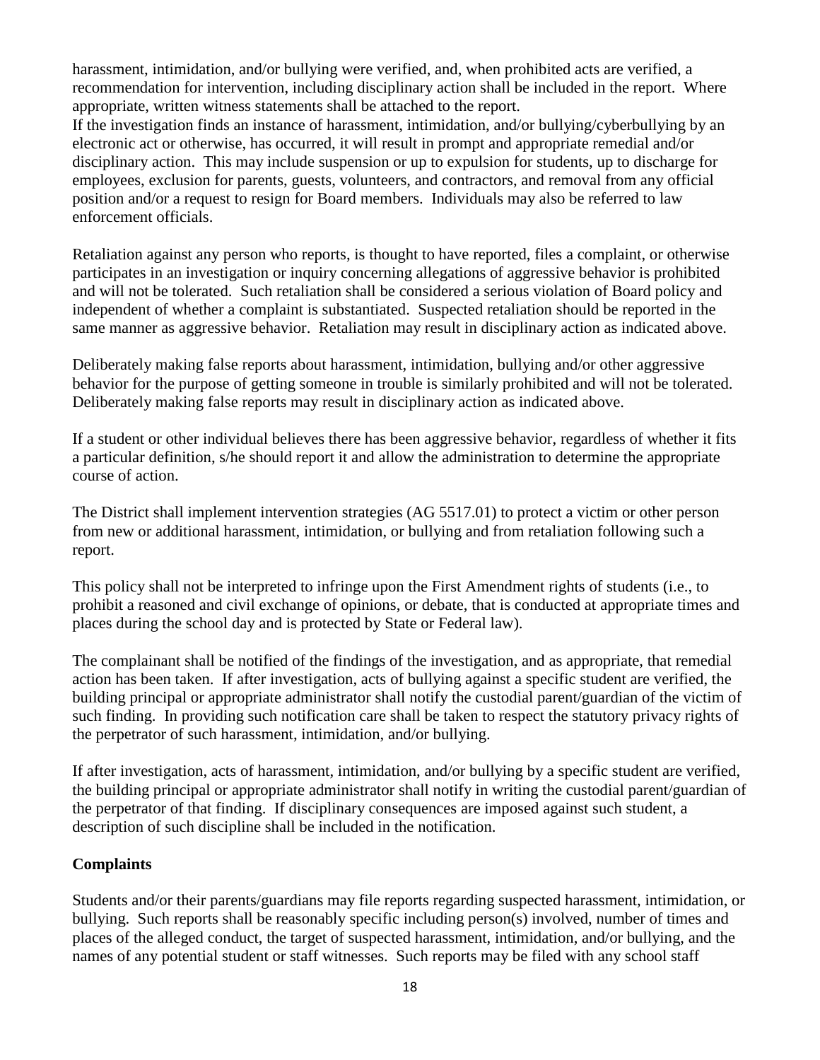harassment, intimidation, and/or bullying were verified, and, when prohibited acts are verified, a recommendation for intervention, including disciplinary action shall be included in the report. Where appropriate, written witness statements shall be attached to the report.
If the investigation finds an instance of harassment, intimidation, and/or bullying/cyberbullying by an electronic act or otherwise, has occurred, it will result in prompt and appropriate remedial and/or disciplinary action. This may include suspension or up to expulsion for students, up to discharge for employees, exclusion for parents, guests, volunteers, and contractors, and removal from any official position and/or a request to resign for Board members. Individuals may also be referred to law enforcement officials.

Retaliation against any person who reports, is thought to have reported, files a complaint, or otherwise participates in an investigation or inquiry concerning allegations of aggressive behavior is prohibited and will not be tolerated. Such retaliation shall be considered a serious violation of Board policy and independent of whether a complaint is substantiated. Suspected retaliation should be reported in the same manner as aggressive behavior. Retaliation may result in disciplinary action as indicated above.

Deliberately making false reports about harassment, intimidation, bullying and/or other aggressive behavior for the purpose of getting someone in trouble is similarly prohibited and will not be tolerated. Deliberately making false reports may result in disciplinary action as indicated above.

If a student or other individual believes there has been aggressive behavior, regardless of whether it fits a particular definition, s/he should report it and allow the administration to determine the appropriate course of action.

The District shall implement intervention strategies (AG 5517.01) to protect a victim or other person from new or additional harassment, intimidation, or bullying and from retaliation following such a report.

This policy shall not be interpreted to infringe upon the First Amendment rights of students (i.e., to prohibit a reasoned and civil exchange of opinions, or debate, that is conducted at appropriate times and places during the school day and is protected by State or Federal law).

The complainant shall be notified of the findings of the investigation, and as appropriate, that remedial action has been taken. If after investigation, acts of bullying against a specific student are verified, the building principal or appropriate administrator shall notify the custodial parent/guardian of the victim of such finding. In providing such notification care shall be taken to respect the statutory privacy rights of the perpetrator of such harassment, intimidation, and/or bullying.

If after investigation, acts of harassment, intimidation, and/or bullying by a specific student are verified, the building principal or appropriate administrator shall notify in writing the custodial parent/guardian of the perpetrator of that finding. If disciplinary consequences are imposed against such student, a description of such discipline shall be included in the notification.

**Complaints**

Students and/or their parents/guardians may file reports regarding suspected harassment, intimidation, or bullying. Such reports shall be reasonably specific including person(s) involved, number of times and places of the alleged conduct, the target of suspected harassment, intimidation, and/or bullying, and the names of any potential student or staff witnesses. Such reports may be filed with any school staff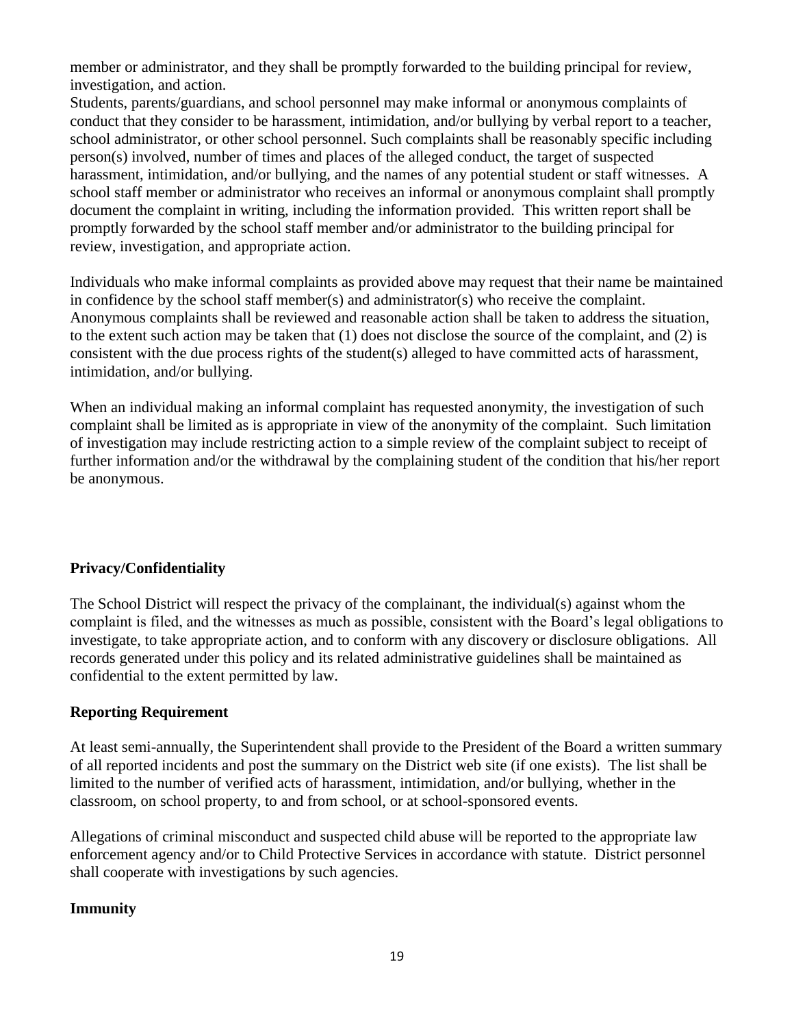member or administrator, and they shall be promptly forwarded to the building principal for review, investigation, and action.

Students, parents/guardians, and school personnel may make informal or anonymous complaints of conduct that they consider to be harassment, intimidation, and/or bullying by verbal report to a teacher, school administrator, or other school personnel. Such complaints shall be reasonably specific including person(s) involved, number of times and places of the alleged conduct, the target of suspected harassment, intimidation, and/or bullying, and the names of any potential student or staff witnesses. A school staff member or administrator who receives an informal or anonymous complaint shall promptly document the complaint in writing, including the information provided. This written report shall be promptly forwarded by the school staff member and/or administrator to the building principal for review, investigation, and appropriate action.

Individuals who make informal complaints as provided above may request that their name be maintained in confidence by the school staff member(s) and administrator(s) who receive the complaint. Anonymous complaints shall be reviewed and reasonable action shall be taken to address the situation, to the extent such action may be taken that (1) does not disclose the source of the complaint, and (2) is consistent with the due process rights of the student(s) alleged to have committed acts of harassment, intimidation, and/or bullying.

When an individual making an informal complaint has requested anonymity, the investigation of such complaint shall be limited as is appropriate in view of the anonymity of the complaint. Such limitation of investigation may include restricting action to a simple review of the complaint subject to receipt of further information and/or the withdrawal by the complaining student of the condition that his/her report be anonymous.

**Privacy/Confidentiality**

The School District will respect the privacy of the complainant, the individual(s) against whom the complaint is filed, and the witnesses as much as possible, consistent with the Board's legal obligations to investigate, to take appropriate action, and to conform with any discovery or disclosure obligations. All records generated under this policy and its related administrative guidelines shall be maintained as confidential to the extent permitted by law.

**Reporting Requirement**

At least semi-annually, the Superintendent shall provide to the President of the Board a written summary of all reported incidents and post the summary on the District web site (if one exists). The list shall be limited to the number of verified acts of harassment, intimidation, and/or bullying, whether in the classroom, on school property, to and from school, or at school-sponsored events.

Allegations of criminal misconduct and suspected child abuse will be reported to the appropriate law enforcement agency and/or to Child Protective Services in accordance with statute. District personnel shall cooperate with investigations by such agencies.

**Immunity**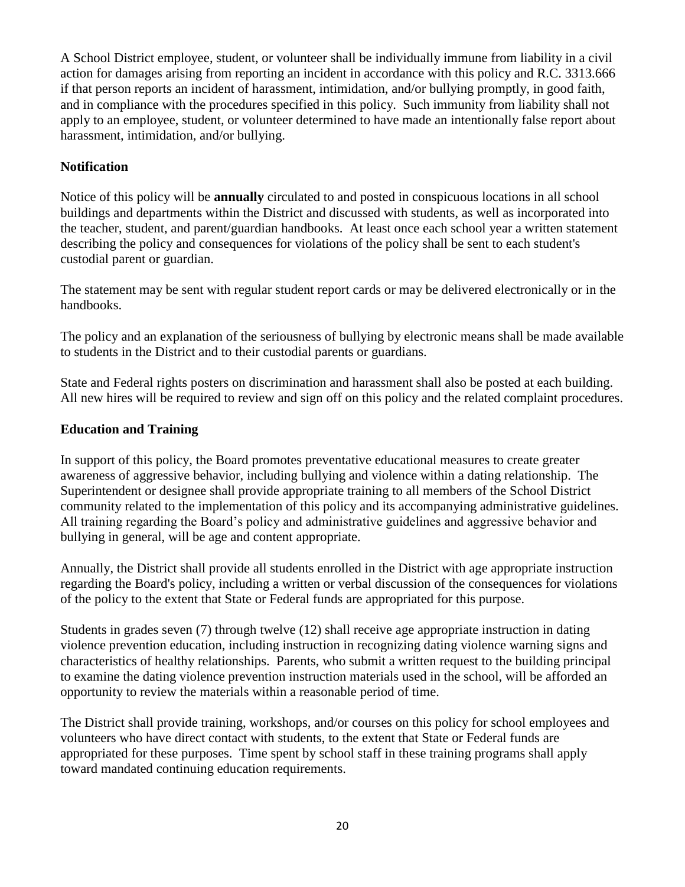A School District employee, student, or volunteer shall be individually immune from liability in a civil action for damages arising from reporting an incident in accordance with this policy and R.C. 3313.666 if that person reports an incident of harassment, intimidation, and/or bullying promptly, in good faith, and in compliance with the procedures specified in this policy. Such immunity from liability shall not apply to an employee, student, or volunteer determined to have made an intentionally false report about harassment, intimidation, and/or bullying.

**Notification**

Notice of this policy will be **annually** circulated to and posted in conspicuous locations in all school buildings and departments within the District and discussed with students, as well as incorporated into the teacher, student, and parent/guardian handbooks. At least once each school year a written statement describing the policy and consequences for violations of the policy shall be sent to each student's custodial parent or guardian.

The statement may be sent with regular student report cards or may be delivered electronically or in the handbooks.

The policy and an explanation of the seriousness of bullying by electronic means shall be made available to students in the District and to their custodial parents or guardians.

State and Federal rights posters on discrimination and harassment shall also be posted at each building. All new hires will be required to review and sign off on this policy and the related complaint procedures.

**Education and Training**

In support of this policy, the Board promotes preventative educational measures to create greater awareness of aggressive behavior, including bullying and violence within a dating relationship. The Superintendent or designee shall provide appropriate training to all members of the School District community related to the implementation of this policy and its accompanying administrative guidelines. All training regarding the Board's policy and administrative guidelines and aggressive behavior and bullying in general, will be age and content appropriate.

Annually, the District shall provide all students enrolled in the District with age appropriate instruction regarding the Board's policy, including a written or verbal discussion of the consequences for violations of the policy to the extent that State or Federal funds are appropriated for this purpose.

Students in grades seven (7) through twelve (12) shall receive age appropriate instruction in dating violence prevention education, including instruction in recognizing dating violence warning signs and characteristics of healthy relationships. Parents, who submit a written request to the building principal to examine the dating violence prevention instruction materials used in the school, will be afforded an opportunity to review the materials within a reasonable period of time.

The District shall provide training, workshops, and/or courses on this policy for school employees and volunteers who have direct contact with students, to the extent that State or Federal funds are appropriated for these purposes. Time spent by school staff in these training programs shall apply toward mandated continuing education requirements.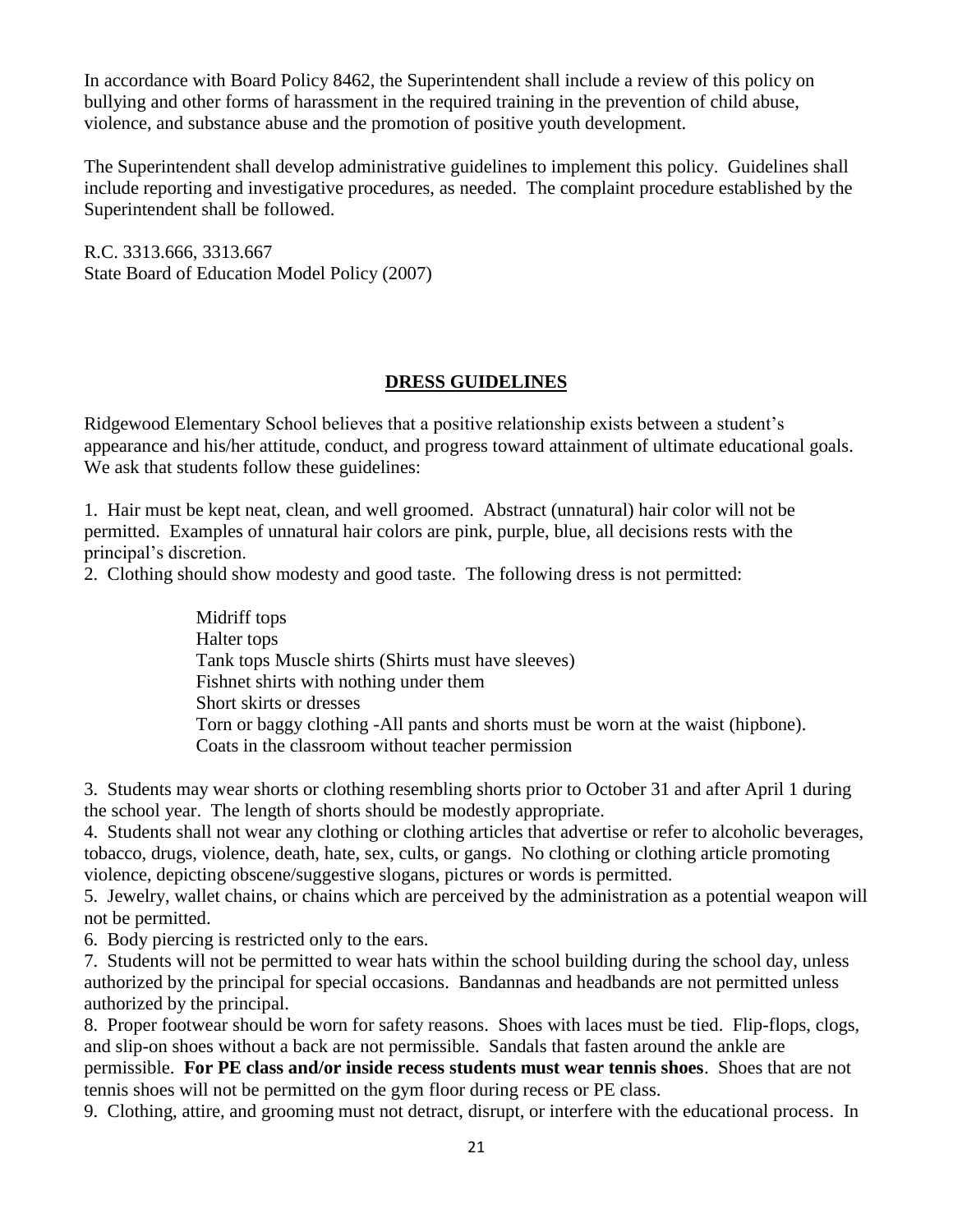In accordance with Board Policy 8462, the Superintendent shall include a review of this policy on bullying and other forms of harassment in the required training in the prevention of child abuse, violence, and substance abuse and the promotion of positive youth development.

The Superintendent shall develop administrative guidelines to implement this policy. Guidelines shall include reporting and investigative procedures, as needed. The complaint procedure established by the Superintendent shall be followed.

R.C. 3313.666, 3313.667
State Board of Education Model Policy (2007)

## DRESS GUIDELINES

Ridgewood Elementary School believes that a positive relationship exists between a student's appearance and his/her attitude, conduct, and progress toward attainment of ultimate educational goals. We ask that students follow these guidelines:

1. Hair must be kept neat, clean, and well groomed. Abstract (unnatural) hair color will not be permitted. Examples of unnatural hair colors are pink, purple, blue, all decisions rests with the principal's discretion.
2. Clothing should show modesty and good taste. The following dress is not permitted:

   Midriff tops
   Halter tops
   Tank tops Muscle shirts (Shirts must have sleeves)
   Fishnet shirts with nothing under them
   Short skirts or dresses
   Torn or baggy clothing -All pants and shorts must be worn at the waist (hipbone).
   Coats in the classroom without teacher permission

3. Students may wear shorts or clothing resembling shorts prior to October 31 and after April 1 during the school year. The length of shorts should be modestly appropriate.
4. Students shall not wear any clothing or clothing articles that advertise or refer to alcoholic beverages, tobacco, drugs, violence, death, hate, sex, cults, or gangs. No clothing or clothing article promoting violence, depicting obscene/suggestive slogans, pictures or words is permitted.
5. Jewelry, wallet chains, or chains which are perceived by the administration as a potential weapon will not be permitted.
6. Body piercing is restricted only to the ears.
7. Students will not be permitted to wear hats within the school building during the school day, unless authorized by the principal for special occasions. Bandannas and headbands are not permitted unless authorized by the principal.
8. Proper footwear should be worn for safety reasons. Shoes with laces must be tied. Flip-flops, clogs, and slip-on shoes without a back are not permissible. Sandals that fasten around the ankle are permissible. **For PE class and/or inside recess students must wear tennis shoes**. Shoes that are not tennis shoes will not be permitted on the gym floor during recess or PE class.
9. Clothing, attire, and grooming must not detract, disrupt, or interfere with the educational process. In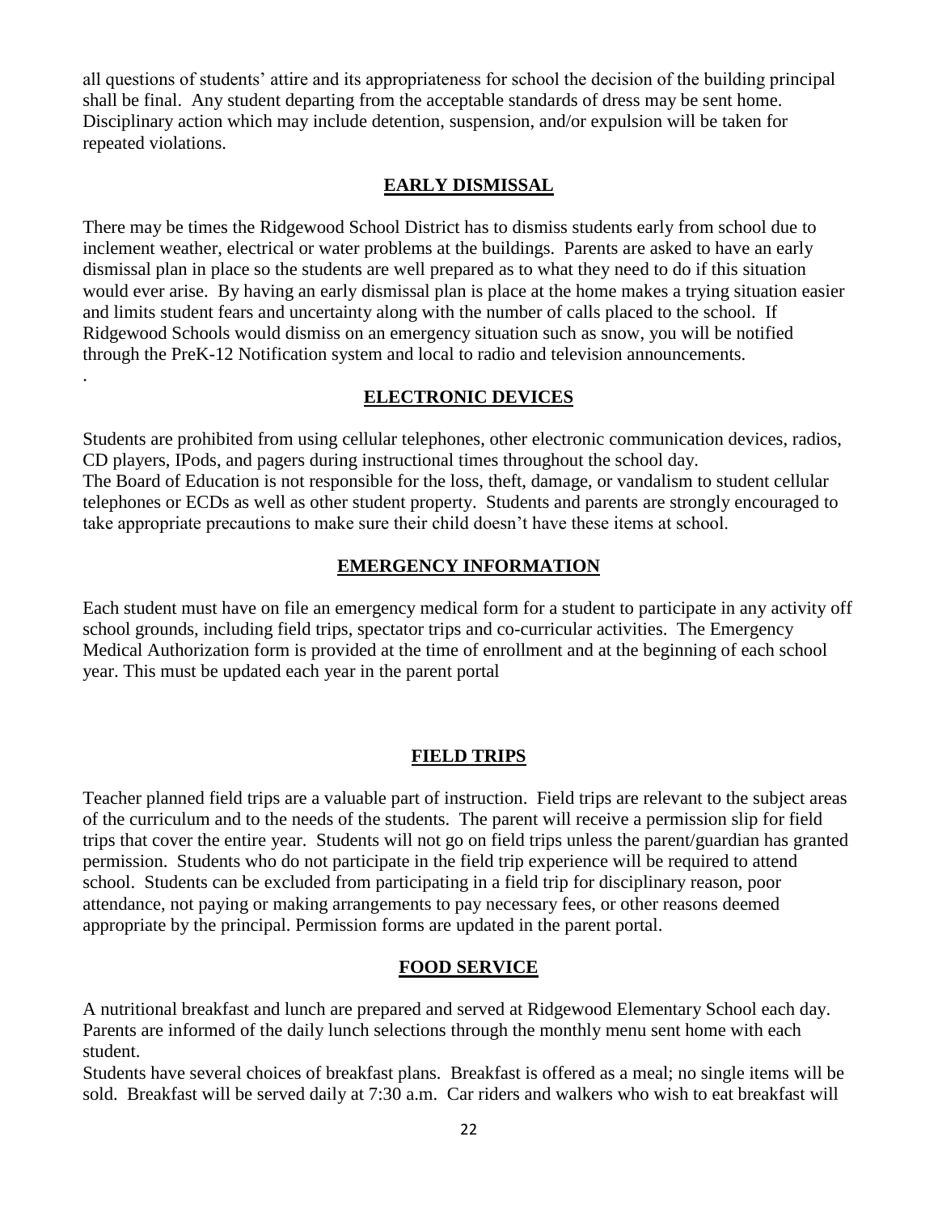all questions of students' attire and its appropriateness for school the decision of the building principal shall be final. Any student departing from the acceptable standards of dress may be sent home. Disciplinary action which may include detention, suspension, and/or expulsion will be taken for repeated violations.

## EARLY DISMISSAL

There may be times the Ridgewood School District has to dismiss students early from school due to inclement weather, electrical or water problems at the buildings. Parents are asked to have an early dismissal plan in place so the students are well prepared as to what they need to do if this situation would ever arise. By having an early dismissal plan is place at the home makes a trying situation easier and limits student fears and uncertainty along with the number of calls placed to the school. If Ridgewood Schools would dismiss on an emergency situation such as snow, you will be notified through the PreK-12 Notification system and local to radio and television announcements.

.

## ELECTRONIC DEVICES

Students are prohibited from using cellular telephones, other electronic communication devices, radios, CD players, IPods, and pagers during instructional times throughout the school day.
The Board of Education is not responsible for the loss, theft, damage, or vandalism to student cellular telephones or ECDs as well as other student property. Students and parents are strongly encouraged to take appropriate precautions to make sure their child doesn't have these items at school.

## EMERGENCY INFORMATION

Each student must have on file an emergency medical form for a student to participate in any activity off school grounds, including field trips, spectator trips and co-curricular activities. The Emergency Medical Authorization form is provided at the time of enrollment and at the beginning of each school year. This must be updated each year in the parent portal

## FIELD TRIPS

Teacher planned field trips are a valuable part of instruction. Field trips are relevant to the subject areas of the curriculum and to the needs of the students. The parent will receive a permission slip for field trips that cover the entire year. Students will not go on field trips unless the parent/guardian has granted permission. Students who do not participate in the field trip experience will be required to attend school. Students can be excluded from participating in a field trip for disciplinary reason, poor attendance, not paying or making arrangements to pay necessary fees, or other reasons deemed appropriate by the principal. Permission forms are updated in the parent portal.

## FOOD SERVICE

A nutritional breakfast and lunch are prepared and served at Ridgewood Elementary School each day. Parents are informed of the daily lunch selections through the monthly menu sent home with each student.
Students have several choices of breakfast plans. Breakfast is offered as a meal; no single items will be sold. Breakfast will be served daily at 7:30 a.m. Car riders and walkers who wish to eat breakfast will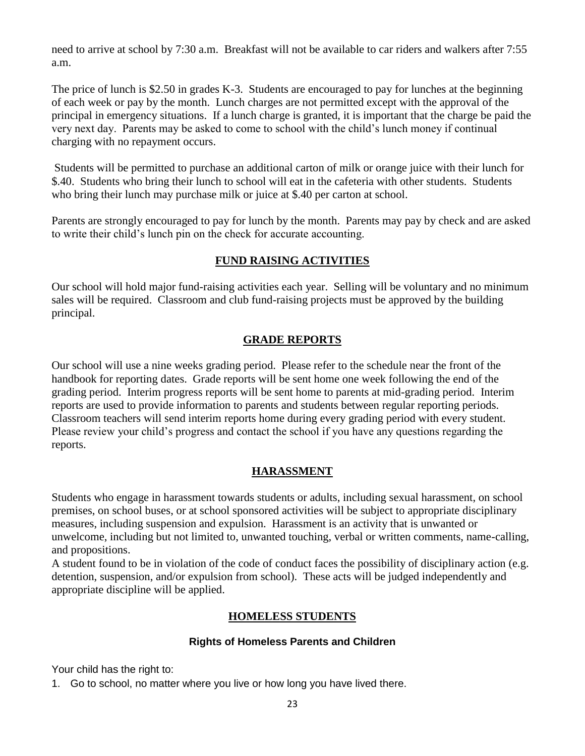need to arrive at school by 7:30 a.m. Breakfast will not be available to car riders and walkers after 7:55 a.m.

The price of lunch is $2.50 in grades K-3. Students are encouraged to pay for lunches at the beginning of each week or pay by the month. Lunch charges are not permitted except with the approval of the principal in emergency situations. If a lunch charge is granted, it is important that the charge be paid the very next day. Parents may be asked to come to school with the child's lunch money if continual charging with no repayment occurs.

Students will be permitted to purchase an additional carton of milk or orange juice with their lunch for $.40. Students who bring their lunch to school will eat in the cafeteria with other students. Students who bring their lunch may purchase milk or juice at $.40 per carton at school.

Parents are strongly encouraged to pay for lunch by the month. Parents may pay by check and are asked to write their child's lunch pin on the check for accurate accounting.

## FUND RAISING ACTIVITIES

Our school will hold major fund-raising activities each year. Selling will be voluntary and no minimum sales will be required. Classroom and club fund-raising projects must be approved by the building principal.

## GRADE REPORTS

Our school will use a nine weeks grading period. Please refer to the schedule near the front of the handbook for reporting dates. Grade reports will be sent home one week following the end of the grading period. Interim progress reports will be sent home to parents at mid-grading period. Interim reports are used to provide information to parents and students between regular reporting periods. Classroom teachers will send interim reports home during every grading period with every student. Please review your child's progress and contact the school if you have any questions regarding the reports.

## HARASSMENT

Students who engage in harassment towards students or adults, including sexual harassment, on school premises, on school buses, or at school sponsored activities will be subject to appropriate disciplinary measures, including suspension and expulsion. Harassment is an activity that is unwanted or unwelcome, including but not limited to, unwanted touching, verbal or written comments, name-calling, and propositions.

A student found to be in violation of the code of conduct faces the possibility of disciplinary action (e.g. detention, suspension, and/or expulsion from school). These acts will be judged independently and appropriate discipline will be applied.

## HOMELESS STUDENTS

### Rights of Homeless Parents and Children

Your child has the right to:

1. Go to school, no matter where you live or how long you have lived there.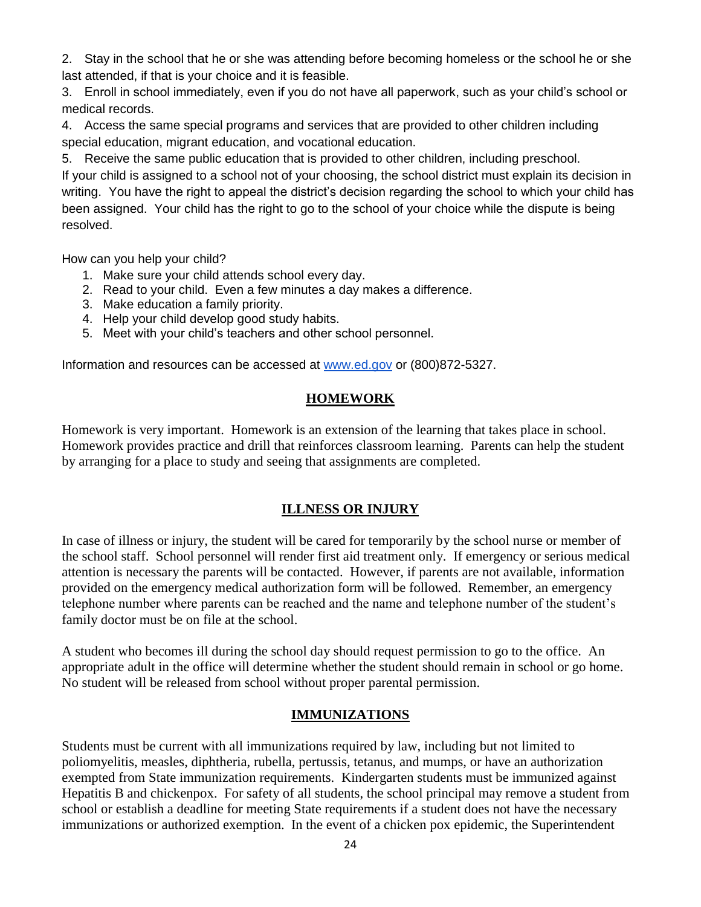2. Stay in the school that he or she was attending before becoming homeless or the school he or she last attended, if that is your choice and it is feasible.
3. Enroll in school immediately, even if you do not have all paperwork, such as your child's school or medical records.
4. Access the same special programs and services that are provided to other children including special education, migrant education, and vocational education.
5. Receive the same public education that is provided to other children, including preschool.

If your child is assigned to a school not of your choosing, the school district must explain its decision in writing. You have the right to appeal the district's decision regarding the school to which your child has been assigned. Your child has the right to go to the school of your choice while the dispute is being resolved.

How can you help your child?

1. Make sure your child attends school every day.
2. Read to your child. Even a few minutes a day makes a difference.
3. Make education a family priority.
4. Help your child develop good study habits.
5. Meet with your child's teachers and other school personnel.

Information and resources can be accessed at [www.ed.gov](http://www.ed.gov) or (800)872-5327.

## HOMEWORK

Homework is very important. Homework is an extension of the learning that takes place in school. Homework provides practice and drill that reinforces classroom learning. Parents can help the student by arranging for a place to study and seeing that assignments are completed.

## ILLNESS OR INJURY

In case of illness or injury, the student will be cared for temporarily by the school nurse or member of the school staff. School personnel will render first aid treatment only. If emergency or serious medical attention is necessary the parents will be contacted. However, if parents are not available, information provided on the emergency medical authorization form will be followed. Remember, an emergency telephone number where parents can be reached and the name and telephone number of the student's family doctor must be on file at the school.

A student who becomes ill during the school day should request permission to go to the office. An appropriate adult in the office will determine whether the student should remain in school or go home. No student will be released from school without proper parental permission.

## IMMUNIZATIONS

Students must be current with all immunizations required by law, including but not limited to poliomyelitis, measles, diphtheria, rubella, pertussis, tetanus, and mumps, or have an authorization exempted from State immunization requirements. Kindergarten students must be immunized against Hepatitis B and chickenpox. For safety of all students, the school principal may remove a student from school or establish a deadline for meeting State requirements if a student does not have the necessary immunizations or authorized exemption. In the event of a chicken pox epidemic, the Superintendent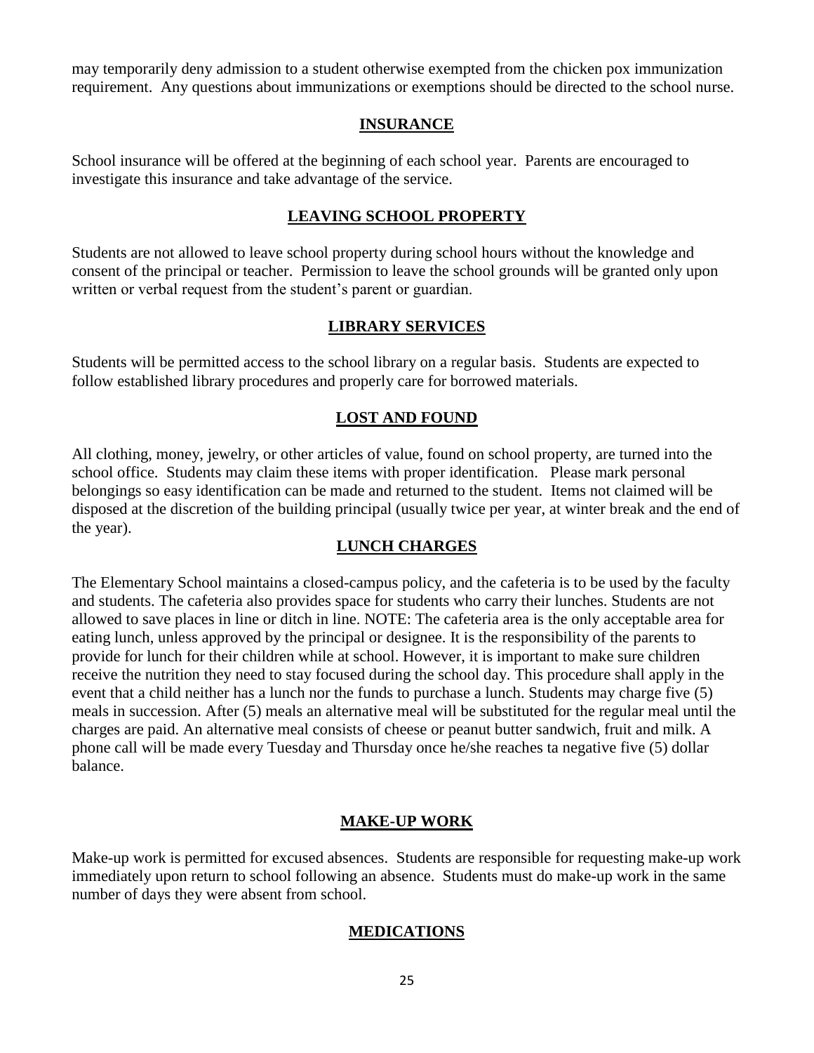may temporarily deny admission to a student otherwise exempted from the chicken pox immunization requirement. Any questions about immunizations or exemptions should be directed to the school nurse.

## INSURANCE

School insurance will be offered at the beginning of each school year. Parents are encouraged to investigate this insurance and take advantage of the service.

## LEAVING SCHOOL PROPERTY

Students are not allowed to leave school property during school hours without the knowledge and consent of the principal or teacher. Permission to leave the school grounds will be granted only upon written or verbal request from the student's parent or guardian.

## LIBRARY SERVICES

Students will be permitted access to the school library on a regular basis. Students are expected to follow established library procedures and properly care for borrowed materials.

## LOST AND FOUND

All clothing, money, jewelry, or other articles of value, found on school property, are turned into the school office. Students may claim these items with proper identification. Please mark personal belongings so easy identification can be made and returned to the student. Items not claimed will be disposed at the discretion of the building principal (usually twice per year, at winter break and the end of the year).

## LUNCH CHARGES

The Elementary School maintains a closed-campus policy, and the cafeteria is to be used by the faculty and students. The cafeteria also provides space for students who carry their lunches. Students are not allowed to save places in line or ditch in line. NOTE: The cafeteria area is the only acceptable area for eating lunch, unless approved by the principal or designee. It is the responsibility of the parents to provide for lunch for their children while at school. However, it is important to make sure children receive the nutrition they need to stay focused during the school day. This procedure shall apply in the event that a child neither has a lunch nor the funds to purchase a lunch. Students may charge five (5) meals in succession. After (5) meals an alternative meal will be substituted for the regular meal until the charges are paid. An alternative meal consists of cheese or peanut butter sandwich, fruit and milk. A phone call will be made every Tuesday and Thursday once he/she reaches ta negative five (5) dollar balance.

## MAKE-UP WORK

Make-up work is permitted for excused absences. Students are responsible for requesting make-up work immediately upon return to school following an absence. Students must do make-up work in the same number of days they were absent from school.

## MEDICATIONS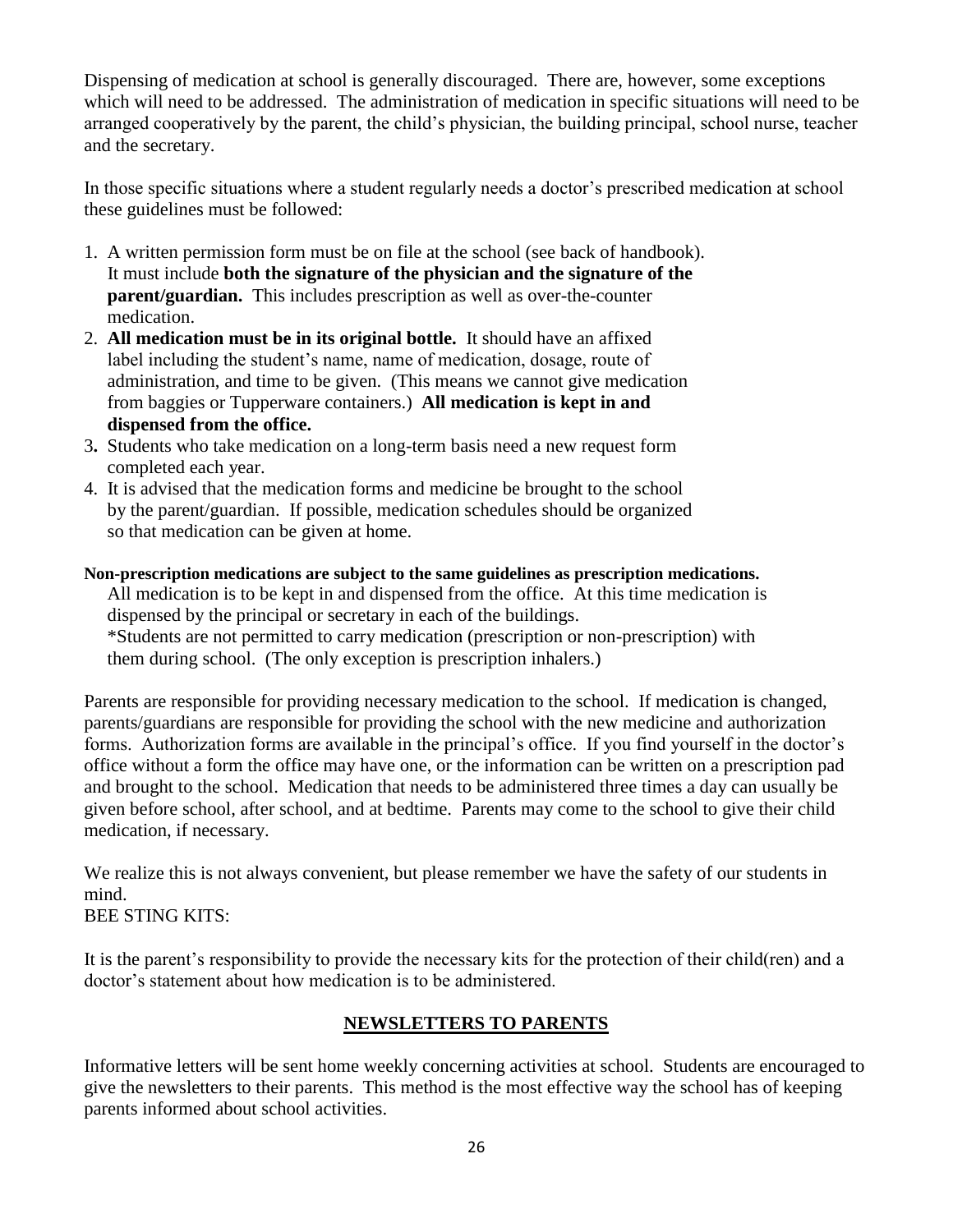Dispensing of medication at school is generally discouraged. There are, however, some exceptions which will need to be addressed. The administration of medication in specific situations will need to be arranged cooperatively by the parent, the child's physician, the building principal, school nurse, teacher and the secretary.

In those specific situations where a student regularly needs a doctor's prescribed medication at school these guidelines must be followed:

1. A written permission form must be on file at the school (see back of handbook). It must include **both the signature of the physician and the signature of the parent/guardian.** This includes prescription as well as over-the-counter medication.
2. **All medication must be in its original bottle.** It should have an affixed label including the student's name, name of medication, dosage, route of administration, and time to be given. (This means we cannot give medication from baggies or Tupperware containers.) **All medication is kept in and dispensed from the office.**
3. Students who take medication on a long-term basis need a new request form completed each year.
4. It is advised that the medication forms and medicine be brought to the school by the parent/guardian. If possible, medication schedules should be organized so that medication can be given at home.

**Non-prescription medications are subject to the same guidelines as prescription medications.**

All medication is to be kept in and dispensed from the office. At this time medication is dispensed by the principal or secretary in each of the buildings.

*Students are not permitted to carry medication (prescription or non-prescription) with them during school. (The only exception is prescription inhalers.)

Parents are responsible for providing necessary medication to the school. If medication is changed, parents/guardians are responsible for providing the school with the new medicine and authorization forms. Authorization forms are available in the principal's office. If you find yourself in the doctor's office without a form the office may have one, or the information can be written on a prescription pad and brought to the school. Medication that needs to be administered three times a day can usually be given before school, after school, and at bedtime. Parents may come to the school to give their child medication, if necessary.

We realize this is not always convenient, but please remember we have the safety of our students in mind.

BEE STING KITS:

It is the parent's responsibility to provide the necessary kits for the protection of their child(ren) and a doctor's statement about how medication is to be administered.

## NEWSLETTERS TO PARENTS

Informative letters will be sent home weekly concerning activities at school. Students are encouraged to give the newsletters to their parents. This method is the most effective way the school has of keeping parents informed about school activities.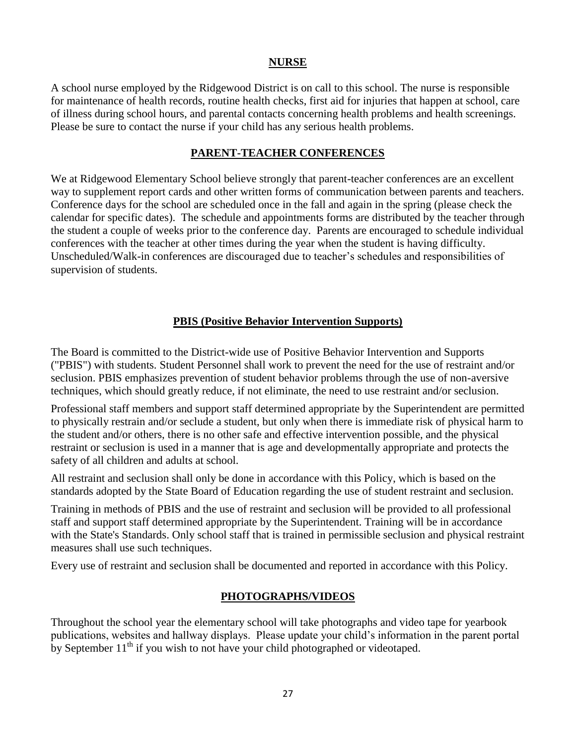## NURSE

A school nurse employed by the Ridgewood District is on call to this school. The nurse is responsible for maintenance of health records, routine health checks, first aid for injuries that happen at school, care of illness during school hours, and parental contacts concerning health problems and health screenings. Please be sure to contact the nurse if your child has any serious health problems.

## PARENT-TEACHER CONFERENCES

We at Ridgewood Elementary School believe strongly that parent-teacher conferences are an excellent way to supplement report cards and other written forms of communication between parents and teachers. Conference days for the school are scheduled once in the fall and again in the spring (please check the calendar for specific dates). The schedule and appointments forms are distributed by the teacher through the student a couple of weeks prior to the conference day. Parents are encouraged to schedule individual conferences with the teacher at other times during the year when the student is having difficulty. Unscheduled/Walk-in conferences are discouraged due to teacher's schedules and responsibilities of supervision of students.

## PBIS (Positive Behavior Intervention Supports)

The Board is committed to the District-wide use of Positive Behavior Intervention and Supports ("PBIS") with students. Student Personnel shall work to prevent the need for the use of restraint and/or seclusion. PBIS emphasizes prevention of student behavior problems through the use of non-aversive techniques, which should greatly reduce, if not eliminate, the need to use restraint and/or seclusion.

Professional staff members and support staff determined appropriate by the Superintendent are permitted to physically restrain and/or seclude a student, but only when there is immediate risk of physical harm to the student and/or others, there is no other safe and effective intervention possible, and the physical restraint or seclusion is used in a manner that is age and developmentally appropriate and protects the safety of all children and adults at school.

All restraint and seclusion shall only be done in accordance with this Policy, which is based on the standards adopted by the State Board of Education regarding the use of student restraint and seclusion.

Training in methods of PBIS and the use of restraint and seclusion will be provided to all professional staff and support staff determined appropriate by the Superintendent. Training will be in accordance with the State's Standards. Only school staff that is trained in permissible seclusion and physical restraint measures shall use such techniques.

Every use of restraint and seclusion shall be documented and reported in accordance with this Policy.

## PHOTOGRAPHS/VIDEOS

Throughout the school year the elementary school will take photographs and video tape for yearbook publications, websites and hallway displays. Please update your child's information in the parent portal by September 11th if you wish to not have your child photographed or videotaped.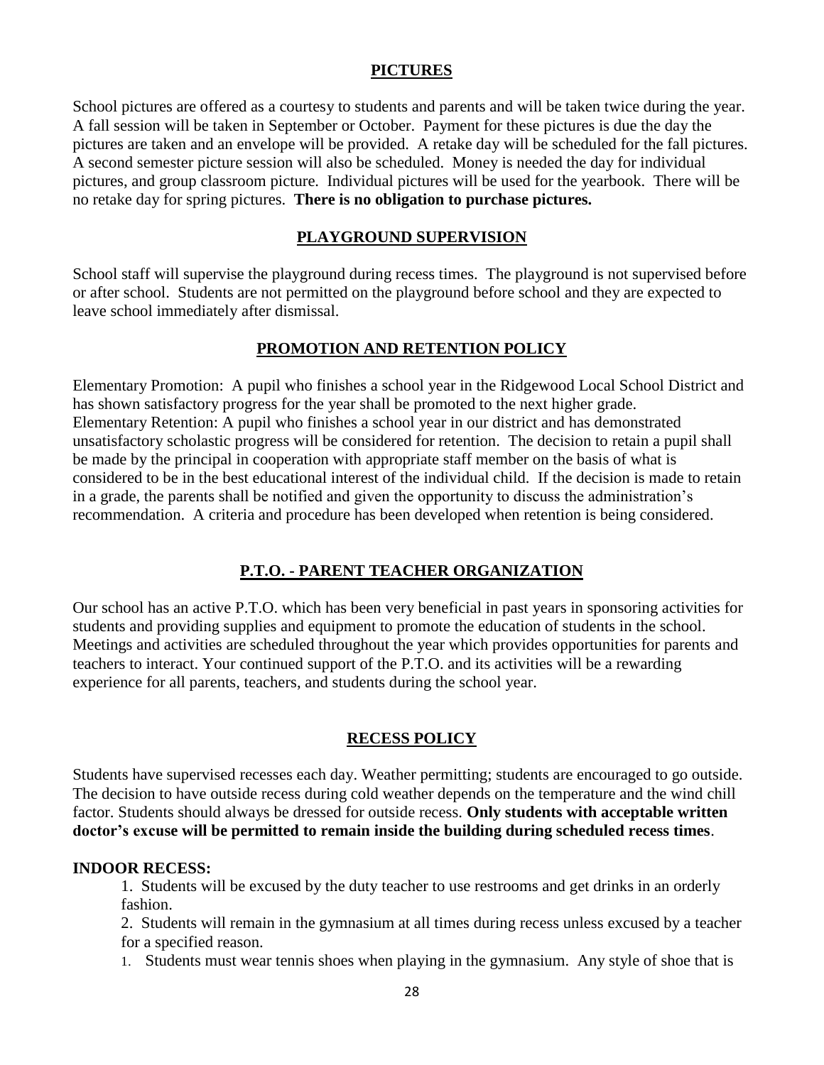## PICTURES

School pictures are offered as a courtesy to students and parents and will be taken twice during the year. A fall session will be taken in September or October. Payment for these pictures is due the day the pictures are taken and an envelope will be provided. A retake day will be scheduled for the fall pictures. A second semester picture session will also be scheduled. Money is needed the day for individual pictures, and group classroom picture. Individual pictures will be used for the yearbook. There will be no retake day for spring pictures. **There is no obligation to purchase pictures.**

## PLAYGROUND SUPERVISION

School staff will supervise the playground during recess times. The playground is not supervised before or after school. Students are not permitted on the playground before school and they are expected to leave school immediately after dismissal.

## PROMOTION AND RETENTION POLICY

Elementary Promotion: A pupil who finishes a school year in the Ridgewood Local School District and has shown satisfactory progress for the year shall be promoted to the next higher grade.
Elementary Retention: A pupil who finishes a school year in our district and has demonstrated unsatisfactory scholastic progress will be considered for retention. The decision to retain a pupil shall be made by the principal in cooperation with appropriate staff member on the basis of what is considered to be in the best educational interest of the individual child. If the decision is made to retain in a grade, the parents shall be notified and given the opportunity to discuss the administration's recommendation. A criteria and procedure has been developed when retention is being considered.

## P.T.O. - PARENT TEACHER ORGANIZATION

Our school has an active P.T.O. which has been very beneficial in past years in sponsoring activities for students and providing supplies and equipment to promote the education of students in the school. Meetings and activities are scheduled throughout the year which provides opportunities for parents and teachers to interact. Your continued support of the P.T.O. and its activities will be a rewarding experience for all parents, teachers, and students during the school year.

## RECESS POLICY

Students have supervised recesses each day. Weather permitting; students are encouraged to go outside. The decision to have outside recess during cold weather depends on the temperature and the wind chill factor. Students should always be dressed for outside recess. **Only students with acceptable written doctor's excuse will be permitted to remain inside the building during scheduled recess times**.

**INDOOR RECESS:**

1. Students will be excused by the duty teacher to use restrooms and get drinks in an orderly fashion.
2. Students will remain in the gymnasium at all times during recess unless excused by a teacher for a specified reason.
1. Students must wear tennis shoes when playing in the gymnasium. Any style of shoe that is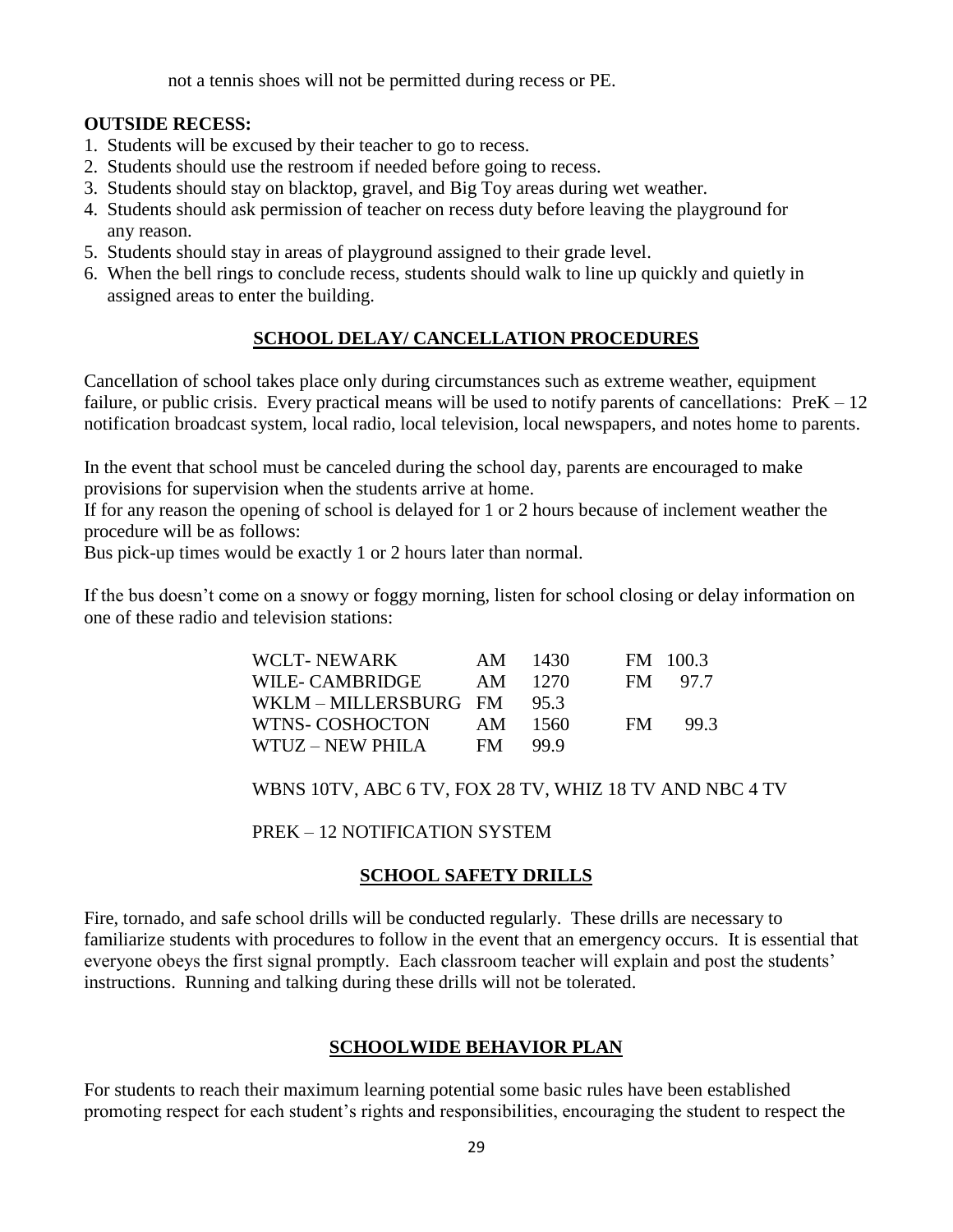not a tennis shoes will not be permitted during recess or PE.

**OUTSIDE RECESS:**

1. Students will be excused by their teacher to go to recess.
2. Students should use the restroom if needed before going to recess.
3. Students should stay on blacktop, gravel, and Big Toy areas during wet weather.
4. Students should ask permission of teacher on recess duty before leaving the playground for any reason.
5. Students should stay in areas of playground assigned to their grade level.
6. When the bell rings to conclude recess, students should walk to line up quickly and quietly in assigned areas to enter the building.

## SCHOOL DELAY/ CANCELLATION PROCEDURES

Cancellation of school takes place only during circumstances such as extreme weather, equipment failure, or public crisis. Every practical means will be used to notify parents of cancellations: PreK – 12 notification broadcast system, local radio, local television, local newspapers, and notes home to parents.

In the event that school must be canceled during the school day, parents are encouraged to make provisions for supervision when the students arrive at home.

If for any reason the opening of school is delayed for 1 or 2 hours because of inclement weather the procedure will be as follows:

Bus pick-up times would be exactly 1 or 2 hours later than normal.

If the bus doesn't come on a snowy or foggy morning, listen for school closing or delay information on one of these radio and television stations:

| | | | | |
|---|---|---|---|---|
| WCLT- NEWARK | AM | 1430 | FM | 100.3 |
| WILE- CAMBRIDGE | AM | 1270 | FM | 97.7 |
| WKLM – MILLERSBURG | FM | 95.3 | | |
| WTNS- COSHOCTON | AM | 1560 | FM | 99.3 |
| WTUZ – NEW PHILA | FM | 99.9 | | |

WBNS 10TV, ABC 6 TV, FOX 28 TV, WHIZ 18 TV AND NBC 4 TV

PREK – 12 NOTIFICATION SYSTEM

## SCHOOL SAFETY DRILLS

Fire, tornado, and safe school drills will be conducted regularly. These drills are necessary to familiarize students with procedures to follow in the event that an emergency occurs. It is essential that everyone obeys the first signal promptly. Each classroom teacher will explain and post the students' instructions. Running and talking during these drills will not be tolerated.

## SCHOOLWIDE BEHAVIOR PLAN

For students to reach their maximum learning potential some basic rules have been established promoting respect for each student's rights and responsibilities, encouraging the student to respect the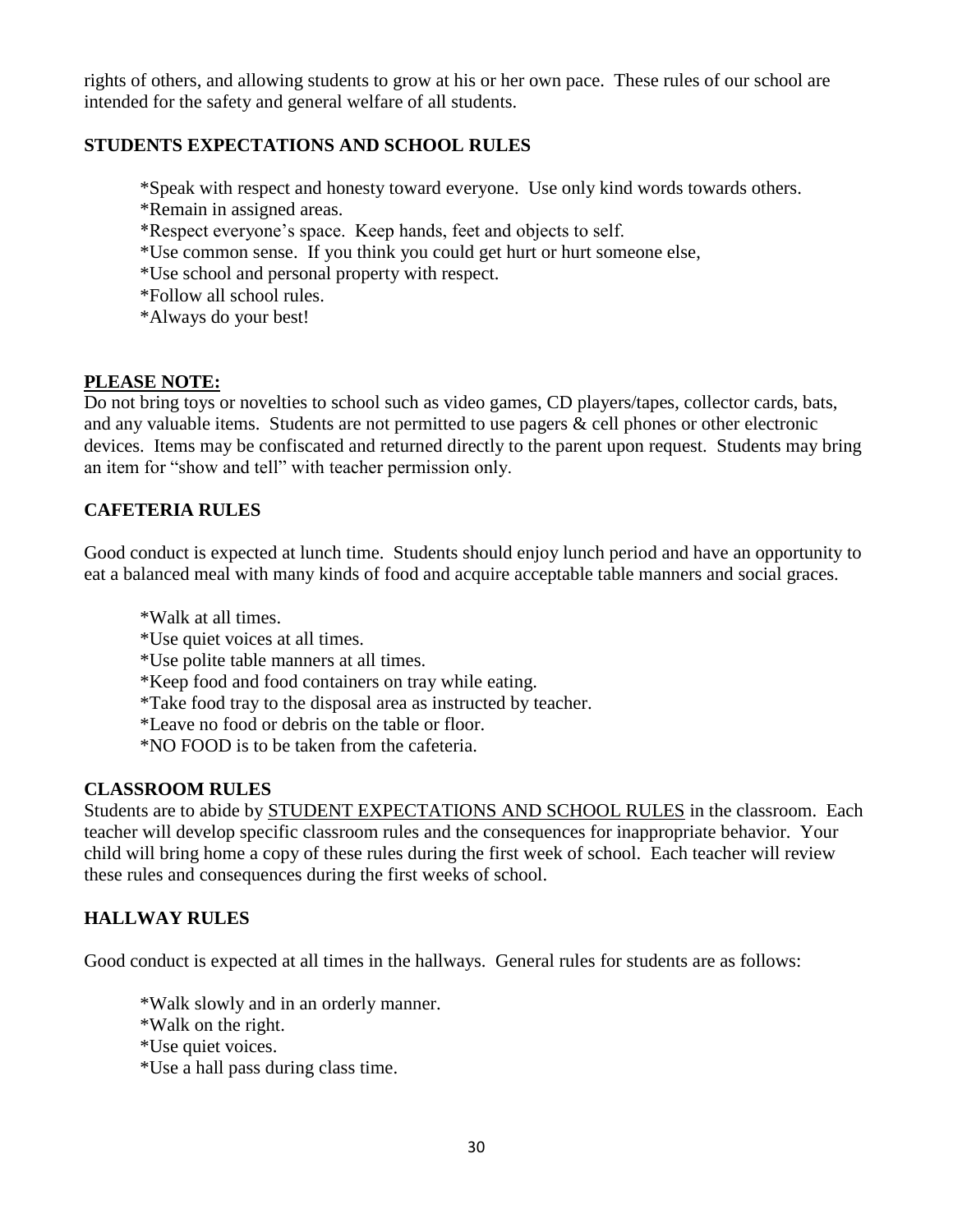rights of others, and allowing students to grow at his or her own pace. These rules of our school are intended for the safety and general welfare of all students.

### STUDENTS EXPECTATIONS AND SCHOOL RULES

*Speak with respect and honesty toward everyone. Use only kind words towards others.
*Remain in assigned areas.
*Respect everyone's space. Keep hands, feet and objects to self.
*Use common sense. If you think you could get hurt or hurt someone else,
*Use school and personal property with respect.
*Follow all school rules.
*Always do your best!

**PLEASE NOTE:**

Do not bring toys or novelties to school such as video games, CD players/tapes, collector cards, bats, and any valuable items. Students are not permitted to use pagers & cell phones or other electronic devices. Items may be confiscated and returned directly to the parent upon request. Students may bring an item for "show and tell" with teacher permission only.

### CAFETERIA RULES

Good conduct is expected at lunch time. Students should enjoy lunch period and have an opportunity to eat a balanced meal with many kinds of food and acquire acceptable table manners and social graces.

*Walk at all times.
*Use quiet voices at all times.
*Use polite table manners at all times.
*Keep food and food containers on tray while eating.
*Take food tray to the disposal area as instructed by teacher.
*Leave no food or debris on the table or floor.
*NO FOOD is to be taken from the cafeteria.

### CLASSROOM RULES

Students are to abide by STUDENT EXPECTATIONS AND SCHOOL RULES in the classroom. Each teacher will develop specific classroom rules and the consequences for inappropriate behavior. Your child will bring home a copy of these rules during the first week of school. Each teacher will review these rules and consequences during the first weeks of school.

### HALLWAY RULES

Good conduct is expected at all times in the hallways. General rules for students are as follows:

*Walk slowly and in an orderly manner.
*Walk on the right.
*Use quiet voices.
*Use a hall pass during class time.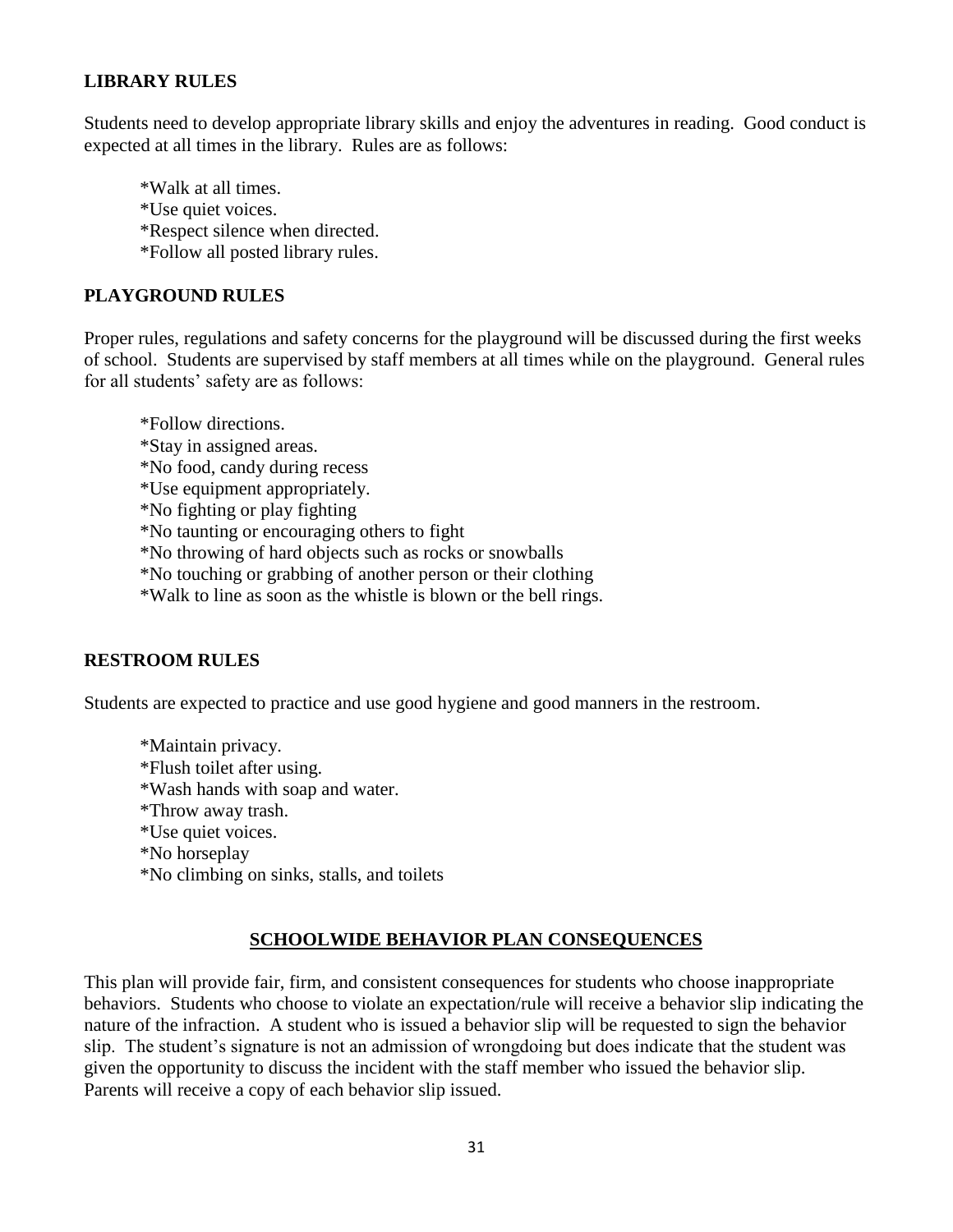## LIBRARY RULES

Students need to develop appropriate library skills and enjoy the adventures in reading. Good conduct is expected at all times in the library. Rules are as follows:

*Walk at all times.
*Use quiet voices.
*Respect silence when directed.
*Follow all posted library rules.

## PLAYGROUND RULES

Proper rules, regulations and safety concerns for the playground will be discussed during the first weeks of school. Students are supervised by staff members at all times while on the playground. General rules for all students' safety are as follows:

*Follow directions.
*Stay in assigned areas.
*No food, candy during recess
*Use equipment appropriately.
*No fighting or play fighting
*No taunting or encouraging others to fight
*No throwing of hard objects such as rocks or snowballs
*No touching or grabbing of another person or their clothing
*Walk to line as soon as the whistle is blown or the bell rings.

## RESTROOM RULES

Students are expected to practice and use good hygiene and good manners in the restroom.

*Maintain privacy.
*Flush toilet after using.
*Wash hands with soap and water.
*Throw away trash.
*Use quiet voices.
*No horseplay
*No climbing on sinks, stalls, and toilets

## SCHOOLWIDE BEHAVIOR PLAN CONSEQUENCES

This plan will provide fair, firm, and consistent consequences for students who choose inappropriate behaviors. Students who choose to violate an expectation/rule will receive a behavior slip indicating the nature of the infraction. A student who is issued a behavior slip will be requested to sign the behavior slip. The student's signature is not an admission of wrongdoing but does indicate that the student was given the opportunity to discuss the incident with the staff member who issued the behavior slip. Parents will receive a copy of each behavior slip issued.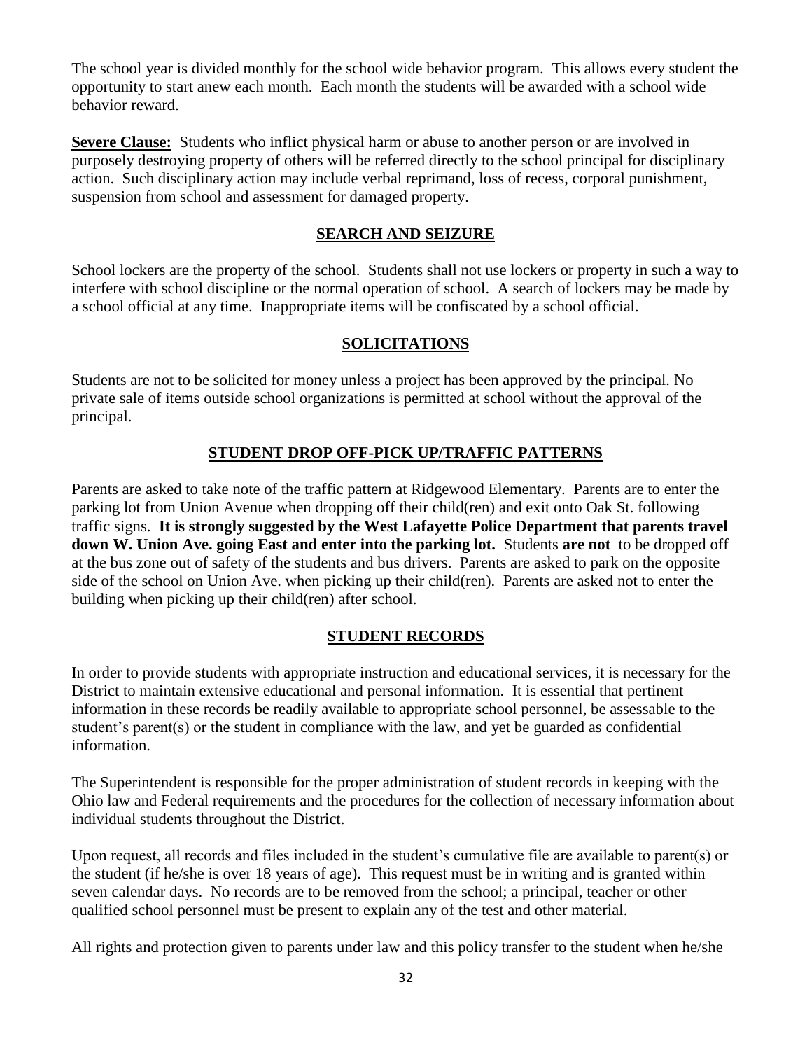The school year is divided monthly for the school wide behavior program. This allows every student the opportunity to start anew each month. Each month the students will be awarded with a school wide behavior reward.

**Severe Clause:** Students who inflict physical harm or abuse to another person or are involved in purposely destroying property of others will be referred directly to the school principal for disciplinary action. Such disciplinary action may include verbal reprimand, loss of recess, corporal punishment, suspension from school and assessment for damaged property.

## SEARCH AND SEIZURE

School lockers are the property of the school. Students shall not use lockers or property in such a way to interfere with school discipline or the normal operation of school. A search of lockers may be made by a school official at any time. Inappropriate items will be confiscated by a school official.

## SOLICITATIONS

Students are not to be solicited for money unless a project has been approved by the principal. No private sale of items outside school organizations is permitted at school without the approval of the principal.

## STUDENT DROP OFF-PICK UP/TRAFFIC PATTERNS

Parents are asked to take note of the traffic pattern at Ridgewood Elementary. Parents are to enter the parking lot from Union Avenue when dropping off their child(ren) and exit onto Oak St. following traffic signs. **It is strongly suggested by the West Lafayette Police Department that parents travel down W. Union Ave. going East and enter into the parking lot.** Students **are not** to be dropped off at the bus zone out of safety of the students and bus drivers. Parents are asked to park on the opposite side of the school on Union Ave. when picking up their child(ren). Parents are asked not to enter the building when picking up their child(ren) after school.

## STUDENT RECORDS

In order to provide students with appropriate instruction and educational services, it is necessary for the District to maintain extensive educational and personal information. It is essential that pertinent information in these records be readily available to appropriate school personnel, be assessable to the student's parent(s) or the student in compliance with the law, and yet be guarded as confidential information.

The Superintendent is responsible for the proper administration of student records in keeping with the Ohio law and Federal requirements and the procedures for the collection of necessary information about individual students throughout the District.

Upon request, all records and files included in the student's cumulative file are available to parent(s) or the student (if he/she is over 18 years of age). This request must be in writing and is granted within seven calendar days. No records are to be removed from the school; a principal, teacher or other qualified school personnel must be present to explain any of the test and other material.

All rights and protection given to parents under law and this policy transfer to the student when he/she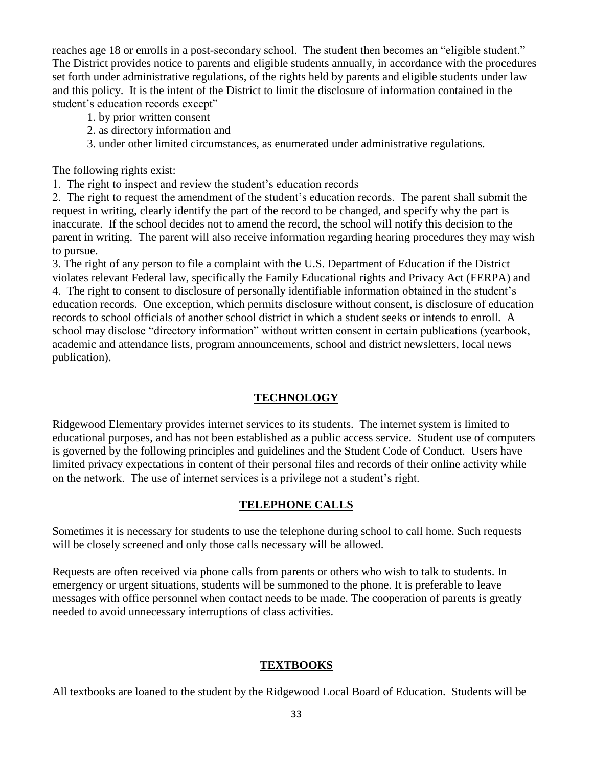reaches age 18 or enrolls in a post-secondary school. The student then becomes an "eligible student." The District provides notice to parents and eligible students annually, in accordance with the procedures set forth under administrative regulations, of the rights held by parents and eligible students under law and this policy. It is the intent of the District to limit the disclosure of information contained in the student's education records except"

1. by prior written consent
2. as directory information and
3. under other limited circumstances, as enumerated under administrative regulations.

The following rights exist:

1. The right to inspect and review the student's education records
2. The right to request the amendment of the student's education records. The parent shall submit the request in writing, clearly identify the part of the record to be changed, and specify why the part is inaccurate. If the school decides not to amend the record, the school will notify this decision to the parent in writing. The parent will also receive information regarding hearing procedures they may wish to pursue.
3. The right of any person to file a complaint with the U.S. Department of Education if the District violates relevant Federal law, specifically the Family Educational rights and Privacy Act (FERPA) and
4. The right to consent to disclosure of personally identifiable information obtained in the student's education records. One exception, which permits disclosure without consent, is disclosure of education records to school officials of another school district in which a student seeks or intends to enroll. A school may disclose "directory information" without written consent in certain publications (yearbook, academic and attendance lists, program announcements, school and district newsletters, local news publication).

## TECHNOLOGY

Ridgewood Elementary provides internet services to its students. The internet system is limited to educational purposes, and has not been established as a public access service. Student use of computers is governed by the following principles and guidelines and the Student Code of Conduct. Users have limited privacy expectations in content of their personal files and records of their online activity while on the network. The use of internet services is a privilege not a student's right.

## TELEPHONE CALLS

Sometimes it is necessary for students to use the telephone during school to call home. Such requests will be closely screened and only those calls necessary will be allowed.

Requests are often received via phone calls from parents or others who wish to talk to students. In emergency or urgent situations, students will be summoned to the phone. It is preferable to leave messages with office personnel when contact needs to be made. The cooperation of parents is greatly needed to avoid unnecessary interruptions of class activities.

## TEXTBOOKS

All textbooks are loaned to the student by the Ridgewood Local Board of Education. Students will be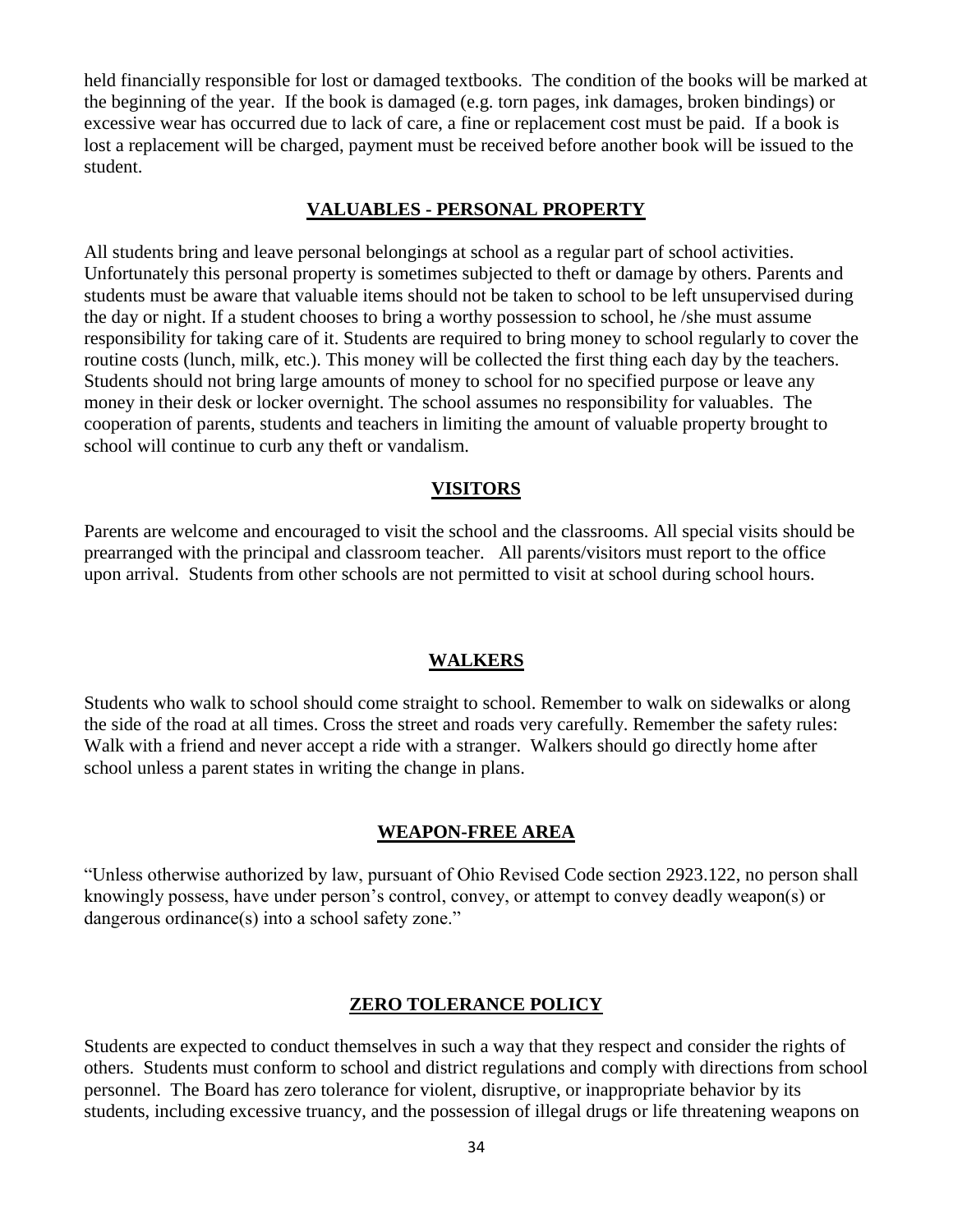held financially responsible for lost or damaged textbooks. The condition of the books will be marked at the beginning of the year. If the book is damaged (e.g. torn pages, ink damages, broken bindings) or excessive wear has occurred due to lack of care, a fine or replacement cost must be paid. If a book is lost a replacement will be charged, payment must be received before another book will be issued to the student.

## VALUABLES - PERSONAL PROPERTY

All students bring and leave personal belongings at school as a regular part of school activities. Unfortunately this personal property is sometimes subjected to theft or damage by others. Parents and students must be aware that valuable items should not be taken to school to be left unsupervised during the day or night. If a student chooses to bring a worthy possession to school, he /she must assume responsibility for taking care of it. Students are required to bring money to school regularly to cover the routine costs (lunch, milk, etc.). This money will be collected the first thing each day by the teachers. Students should not bring large amounts of money to school for no specified purpose or leave any money in their desk or locker overnight. The school assumes no responsibility for valuables. The cooperation of parents, students and teachers in limiting the amount of valuable property brought to school will continue to curb any theft or vandalism.

## VISITORS

Parents are welcome and encouraged to visit the school and the classrooms. All special visits should be prearranged with the principal and classroom teacher. All parents/visitors must report to the office upon arrival. Students from other schools are not permitted to visit at school during school hours.

## WALKERS

Students who walk to school should come straight to school. Remember to walk on sidewalks or along the side of the road at all times. Cross the street and roads very carefully. Remember the safety rules: Walk with a friend and never accept a ride with a stranger. Walkers should go directly home after school unless a parent states in writing the change in plans.

## WEAPON-FREE AREA

"Unless otherwise authorized by law, pursuant of Ohio Revised Code section 2923.122, no person shall knowingly possess, have under person's control, convey, or attempt to convey deadly weapon(s) or dangerous ordinance(s) into a school safety zone."

## ZERO TOLERANCE POLICY

Students are expected to conduct themselves in such a way that they respect and consider the rights of others. Students must conform to school and district regulations and comply with directions from school personnel. The Board has zero tolerance for violent, disruptive, or inappropriate behavior by its students, including excessive truancy, and the possession of illegal drugs or life threatening weapons on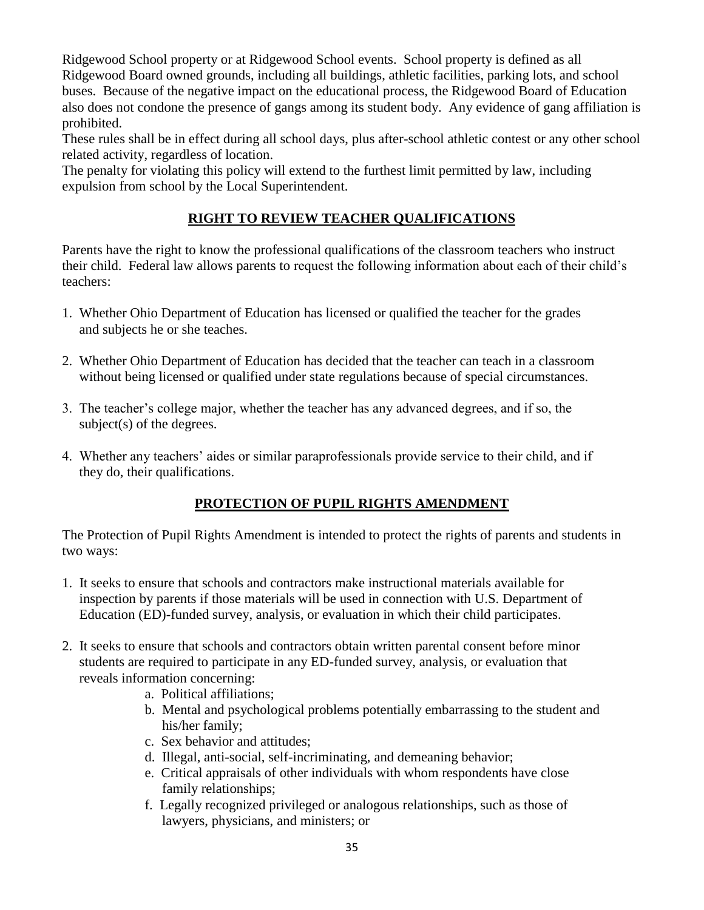Ridgewood School property or at Ridgewood School events. School property is defined as all Ridgewood Board owned grounds, including all buildings, athletic facilities, parking lots, and school buses. Because of the negative impact on the educational process, the Ridgewood Board of Education also does not condone the presence of gangs among its student body. Any evidence of gang affiliation is prohibited.

These rules shall be in effect during all school days, plus after-school athletic contest or any other school related activity, regardless of location.

The penalty for violating this policy will extend to the furthest limit permitted by law, including expulsion from school by the Local Superintendent.

## RIGHT TO REVIEW TEACHER QUALIFICATIONS

Parents have the right to know the professional qualifications of the classroom teachers who instruct their child. Federal law allows parents to request the following information about each of their child's teachers:

1. Whether Ohio Department of Education has licensed or qualified the teacher for the grades and subjects he or she teaches.

2. Whether Ohio Department of Education has decided that the teacher can teach in a classroom without being licensed or qualified under state regulations because of special circumstances.

3. The teacher's college major, whether the teacher has any advanced degrees, and if so, the subject(s) of the degrees.

4. Whether any teachers' aides or similar paraprofessionals provide service to their child, and if they do, their qualifications.

## PROTECTION OF PUPIL RIGHTS AMENDMENT

The Protection of Pupil Rights Amendment is intended to protect the rights of parents and students in two ways:

1. It seeks to ensure that schools and contractors make instructional materials available for inspection by parents if those materials will be used in connection with U.S. Department of Education (ED)-funded survey, analysis, or evaluation in which their child participates.

2. It seeks to ensure that schools and contractors obtain written parental consent before minor students are required to participate in any ED-funded survey, analysis, or evaluation that reveals information concerning:
   a. Political affiliations;
   b. Mental and psychological problems potentially embarrassing to the student and his/her family;
   c. Sex behavior and attitudes;
   d. Illegal, anti-social, self-incriminating, and demeaning behavior;
   e. Critical appraisals of other individuals with whom respondents have close family relationships;
   f. Legally recognized privileged or analogous relationships, such as those of lawyers, physicians, and ministers; or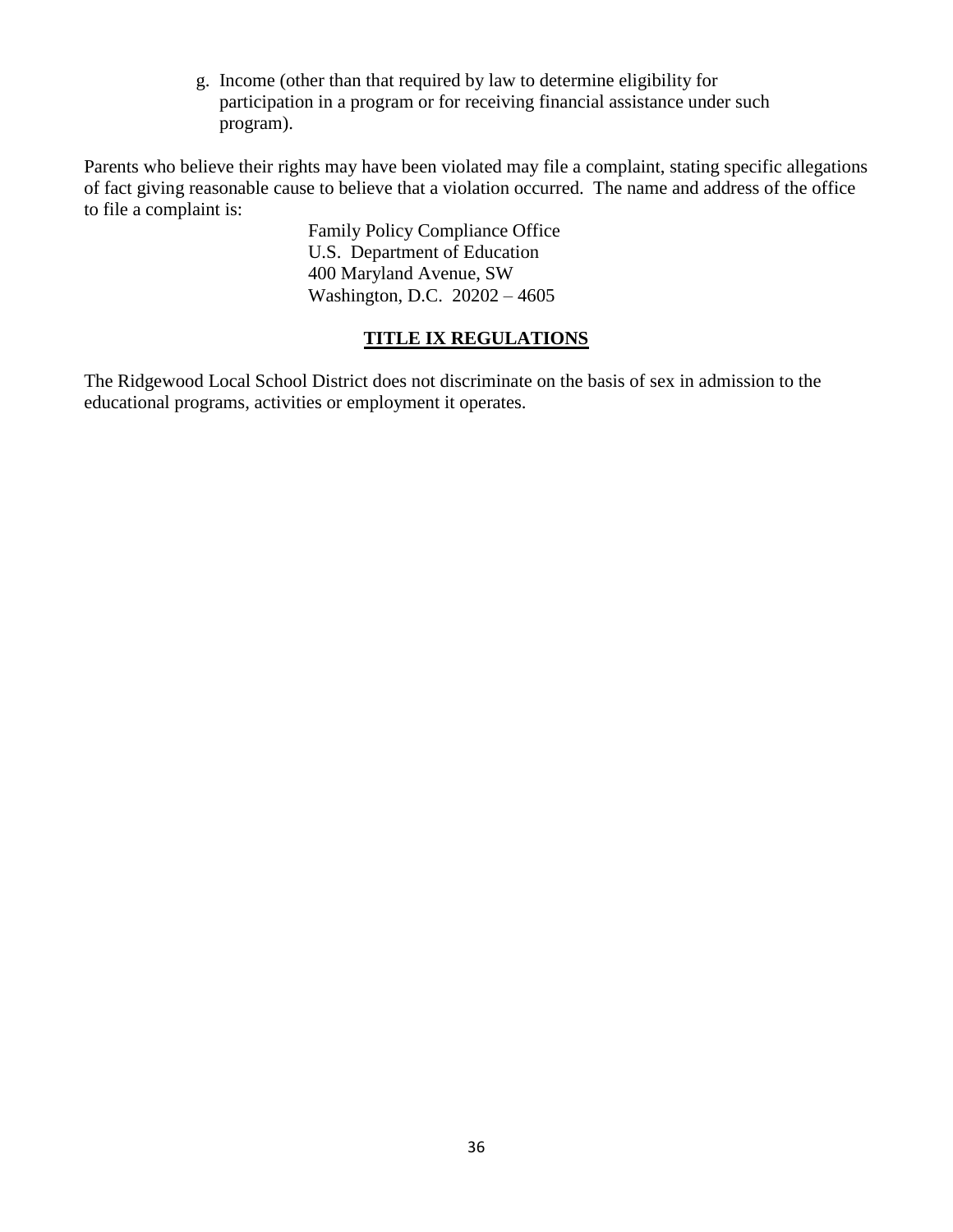g. Income (other than that required by law to determine eligibility for participation in a program or for receiving financial assistance under such program).

Parents who believe their rights may have been violated may file a complaint, stating specific allegations of fact giving reasonable cause to believe that a violation occurred. The name and address of the office to file a complaint is:

Family Policy Compliance Office
U.S. Department of Education
400 Maryland Avenue, SW
Washington, D.C. 20202 – 4605

## TITLE IX REGULATIONS

The Ridgewood Local School District does not discriminate on the basis of sex in admission to the educational programs, activities or employment it operates.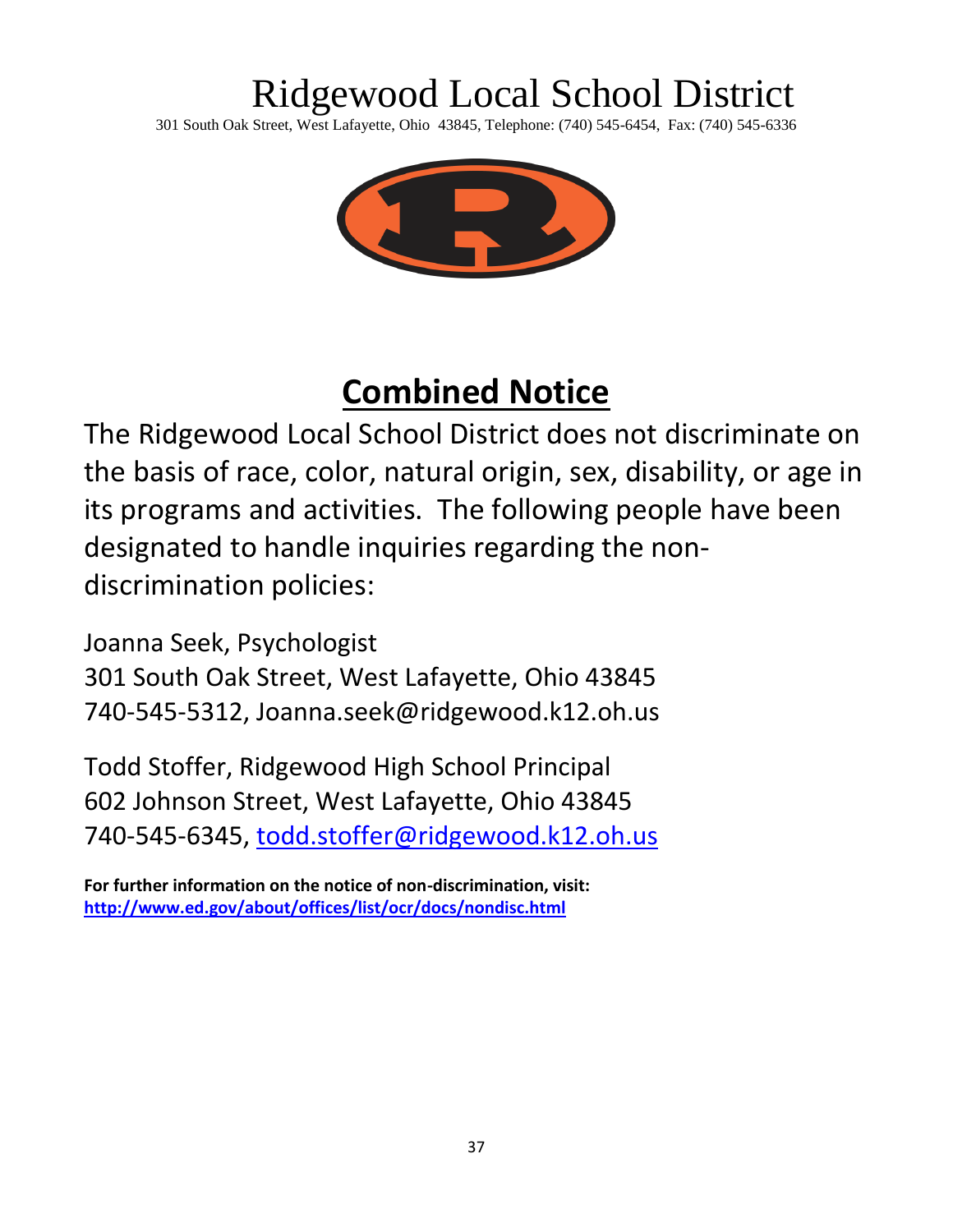# Ridgewood Local School District

301 South Oak Street, West Lafayette, Ohio 43845, Telephone: (740) 545-6454, Fax: (740) 545-6336

## Combined Notice

The Ridgewood Local School District does not discriminate on the basis of race, color, natural origin, sex, disability, or age in its programs and activities. The following people have been designated to handle inquiries regarding the non-discrimination policies:

Joanna Seek, Psychologist
301 South Oak Street, West Lafayette, Ohio 43845
740-545-5312, Joanna.seek@ridgewood.k12.oh.us

Todd Stoffer, Ridgewood High School Principal
602 Johnson Street, West Lafayette, Ohio 43845
740-545-6345, todd.stoffer@ridgewood.k12.oh.us

**For further information on the notice of non-discrimination, visit:**
**http://www.ed.gov/about/offices/list/ocr/docs/nondisc.html**